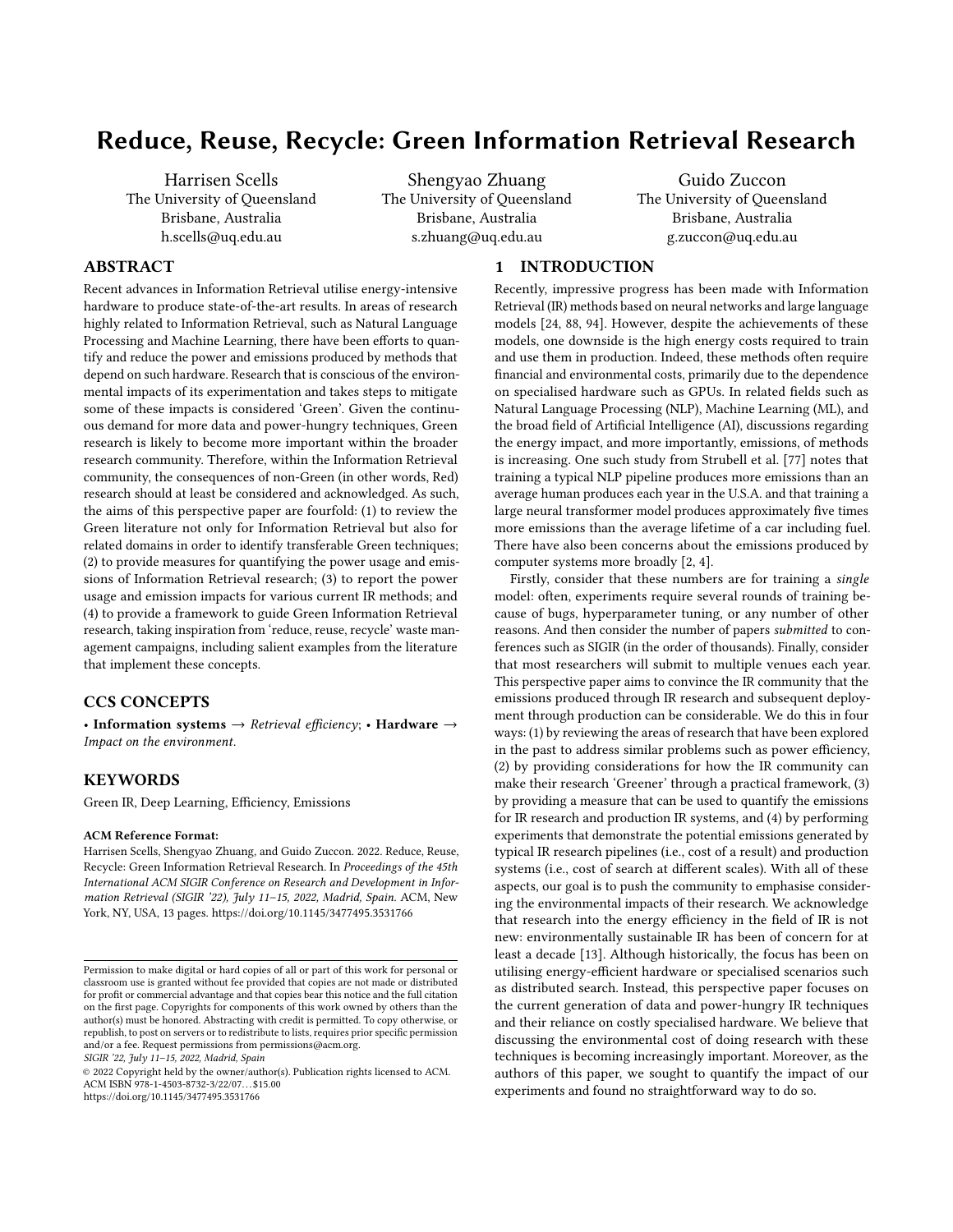# Reduce, Reuse, Recycle: Green Information Retrieval Research

Harrisen Scells
The University of Queensland
Brisbane, Australia
h.scells@uq.edu.au

Shengyao Zhuang
The University of Queensland
Brisbane, Australia
s.zhuang@uq.edu.au

Guido Zuccon
The University of Queensland
Brisbane, Australia
g.zuccon@uq.edu.au

## ABSTRACT

Recent advances in Information Retrieval utilise energy-intensive hardware to produce state-of-the-art results. In areas of research highly related to Information Retrieval, such as Natural Language Processing and Machine Learning, there have been efforts to quantify and reduce the power and emissions produced by methods that depend on such hardware. Research that is conscious of the environmental impacts of its experimentation and takes steps to mitigate some of these impacts is considered 'Green'. Given the continuous demand for more data and power-hungry techniques, Green research is likely to become more important within the broader research community. Therefore, within the Information Retrieval community, the consequences of non-Green (in other words, Red) research should at least be considered and acknowledged. As such, the aims of this perspective paper are fourfold: (1) to review the Green literature not only for Information Retrieval but also for related domains in order to identify transferable Green techniques; (2) to provide measures for quantifying the power usage and emissions of Information Retrieval research; (3) to report the power usage and emission impacts for various current IR methods; and (4) to provide a framework to guide Green Information Retrieval research, taking inspiration from 'reduce, reuse, recycle' waste management campaigns, including salient examples from the literature that implement these concepts.

## CCS CONCEPTS

• **Information systems** → *Retrieval efficiency*; • **Hardware** → *Impact on the environment*.

## KEYWORDS

Green IR, Deep Learning, Efficiency, Emissions

**ACM Reference Format:**
Harrisen Scells, Shengyao Zhuang, and Guido Zuccon. 2022. Reduce, Reuse, Recycle: Green Information Retrieval Research. In *Proceedings of the 45th International ACM SIGIR Conference on Research and Development in Information Retrieval (SIGIR '22), July 11–15, 2022, Madrid, Spain.* ACM, New York, NY, USA, 13 pages. https://doi.org/10.1145/3477495.3531766

Permission to make digital or hard copies of all or part of this work for personal or classroom use is granted without fee provided that copies are not made or distributed for profit or commercial advantage and that copies bear this notice and the full citation on the first page. Copyrights for components of this work owned by others than the author(s) must be honored. Abstracting with credit is permitted. To copy otherwise, or republish, to post on servers or to redistribute to lists, requires prior specific permission and/or a fee. Request permissions from permissions@acm.org.
*SIGIR '22, July 11–15, 2022, Madrid, Spain*
© 2022 Copyright held by the owner/author(s). Publication rights licensed to ACM.
ACM ISBN 978-1-4503-8732-3/22/07…$15.00
https://doi.org/10.1145/3477495.3531766

## 1 INTRODUCTION

Recently, impressive progress has been made with Information Retrieval (IR) methods based on neural networks and large language models [24, 88, 94]. However, despite the achievements of these models, one downside is the high energy costs required to train and use them in production. Indeed, these methods often require financial and environmental costs, primarily due to the dependence on specialised hardware such as GPUs. In related fields such as Natural Language Processing (NLP), Machine Learning (ML), and the broad field of Artificial Intelligence (AI), discussions regarding the energy impact, and more importantly, emissions, of methods is increasing. One such study from Strubell et al. [77] notes that training a typical NLP pipeline produces more emissions than an average human produces each year in the U.S.A. and that training a large neural transformer model produces approximately five times more emissions than the average lifetime of a car including fuel. There have also been concerns about the emissions produced by computer systems more broadly [2, 4].

Firstly, consider that these numbers are for training a *single* model: often, experiments require several rounds of training because of bugs, hyperparameter tuning, or any number of other reasons. And then consider the number of papers *submitted* to conferences such as SIGIR (in the order of thousands). Finally, consider that most researchers will submit to multiple venues each year. This perspective paper aims to convince the IR community that the emissions produced through IR research and subsequent deployment through production can be considerable. We do this in four ways: (1) by reviewing the areas of research that have been explored in the past to address similar problems such as power efficiency, (2) by providing considerations for how the IR community can make their research 'Greener' through a practical framework, (3) by providing a measure that can be used to quantify the emissions for IR research and production IR systems, and (4) by performing experiments that demonstrate the potential emissions generated by typical IR research pipelines (i.e., cost of a result) and production systems (i.e., cost of search at different scales). With all of these aspects, our goal is to push the community to emphasise considering the environmental impacts of their research. We acknowledge that research into the energy efficiency in the field of IR is not new: environmentally sustainable IR has been of concern for at least a decade [13]. Although historically, the focus has been on utilising energy-efficient hardware or specialised scenarios such as distributed search. Instead, this perspective paper focuses on the current generation of data and power-hungry IR techniques and their reliance on costly specialised hardware. We believe that discussing the environmental cost of doing research with these techniques is becoming increasingly important. Moreover, as the authors of this paper, we sought to quantify the impact of our experiments and found no straightforward way to do so.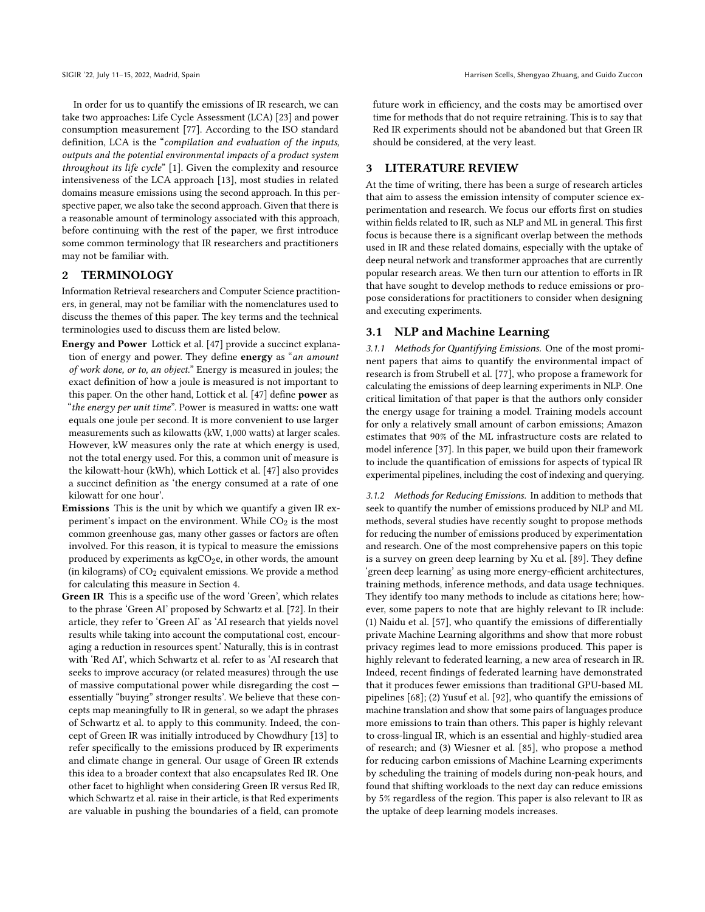In order for us to quantify the emissions of IR research, we can take two approaches: Life Cycle Assessment (LCA) [23] and power consumption measurement [77]. According to the ISO standard definition, LCA is the "*compilation and evaluation of the inputs, outputs and the potential environmental impacts of a product system throughout its life cycle*" [1]. Given the complexity and resource intensiveness of the LCA approach [13], most studies in related domains measure emissions using the second approach. In this perspective paper, we also take the second approach. Given that there is a reasonable amount of terminology associated with this approach, before continuing with the rest of the paper, we first introduce some common terminology that IR researchers and practitioners may not be familiar with.

## 2 TERMINOLOGY

Information Retrieval researchers and Computer Science practitioners, in general, may not be familiar with the nomenclatures used to discuss the themes of this paper. The key terms and the technical terminologies used to discuss them are listed below.

**Energy and Power** Lottick et al. [47] provide a succinct explanation of energy and power. They define **energy** as "*an amount of work done, or to, an object.*" Energy is measured in joules; the exact definition of how a joule is measured is not important to this paper. On the other hand, Lottick et al. [47] define **power** as "*the energy per unit time*". Power is measured in watts: one watt equals one joule per second. It is more convenient to use larger measurements such as kilowatts (kW, 1,000 watts) at larger scales. However, kW measures only the rate at which energy is used, not the total energy used. For this, a common unit of measure is the kilowatt-hour (kWh), which Lottick et al. [47] also provides a succinct definition as 'the energy consumed at a rate of one kilowatt for one hour'.

**Emissions** This is the unit by which we quantify a given IR experiment's impact on the environment. While $CO_2$ is the most common greenhouse gas, many other gasses or factors are often involved. For this reason, it is typical to measure the emissions produced by experiments as $kgCO_2e$, in other words, the amount (in kilograms) of $CO_2$ equivalent emissions. We provide a method for calculating this measure in Section 4.

**Green IR** This is a specific use of the word 'Green', which relates to the phrase 'Green AI' proposed by Schwartz et al. [72]. In their article, they refer to 'Green AI' as 'AI research that yields novel results while taking into account the computational cost, encouraging a reduction in resources spent.' Naturally, this is in contrast with 'Red AI', which Schwartz et al. refer to as 'AI research that seeks to improve accuracy (or related measures) through the use of massive computational power while disregarding the cost — essentially "buying" stronger results'. We believe that these concepts map meaningfully to IR in general, so we adapt the phrases of Schwartz et al. to apply to this community. Indeed, the concept of Green IR was initially introduced by Chowdhury [13] to refer specifically to the emissions produced by IR experiments and climate change in general. Our usage of Green IR extends this idea to a broader context that also encapsulates Red IR. One other facet to highlight when considering Green IR versus Red IR, which Schwartz et al. raise in their article, is that Red experiments are valuable in pushing the boundaries of a field, can promote future work in efficiency, and the costs may be amortised over time for methods that do not require retraining. This is to say that Red IR experiments should not be abandoned but that Green IR should be considered, at the very least.

## 3 LITERATURE REVIEW

At the time of writing, there has been a surge of research articles that aim to assess the emission intensity of computer science experimentation and research. We focus our efforts first on studies within fields related to IR, such as NLP and ML in general. This first focus is because there is a significant overlap between the methods used in IR and these related domains, especially with the uptake of deep neural network and transformer approaches that are currently popular research areas. We then turn our attention to efforts in IR that have sought to develop methods to reduce emissions or propose considerations for practitioners to consider when designing and executing experiments.

### 3.1 NLP and Machine Learning

#### 3.1.1 Methods for Quantifying Emissions.

One of the most prominent papers that aims to quantify the environmental impact of research is from Strubell et al. [77], who propose a framework for calculating the emissions of deep learning experiments in NLP. One critical limitation of that paper is that the authors only consider the energy usage for training a model. Training models account for only a relatively small amount of carbon emissions; Amazon estimates that 90% of the ML infrastructure costs are related to model inference [37]. In this paper, we build upon their framework to include the quantification of emissions for aspects of typical IR experimental pipelines, including the cost of indexing and querying.

#### 3.1.2 Methods for Reducing Emissions.

In addition to methods that seek to quantify the number of emissions produced by NLP and ML methods, several studies have recently sought to propose methods for reducing the number of emissions produced by experimentation and research. One of the most comprehensive papers on this topic is a survey on green deep learning by Xu et al. [89]. They define 'green deep learning' as using more energy-efficient architectures, training methods, inference methods, and data usage techniques. They identify too many methods to include as citations here; however, some papers to note that are highly relevant to IR include: (1) Naidu et al. [57], who quantify the emissions of differentially private Machine Learning algorithms and show that more robust privacy regimes lead to more emissions produced. This paper is highly relevant to federated learning, a new area of research in IR. Indeed, recent findings of federated learning have demonstrated that it produces fewer emissions than traditional GPU-based ML pipelines [68]; (2) Yusuf et al. [92], who quantify the emissions of machine translation and show that some pairs of languages produce more emissions to train than others. This paper is highly relevant to cross-lingual IR, which is an essential and highly-studied area of research; and (3) Wiesner et al. [85], who propose a method for reducing carbon emissions of Machine Learning experiments by scheduling the training of models during non-peak hours, and found that shifting workloads to the next day can reduce emissions by 5% regardless of the region. This paper is also relevant to IR as the uptake of deep learning models increases.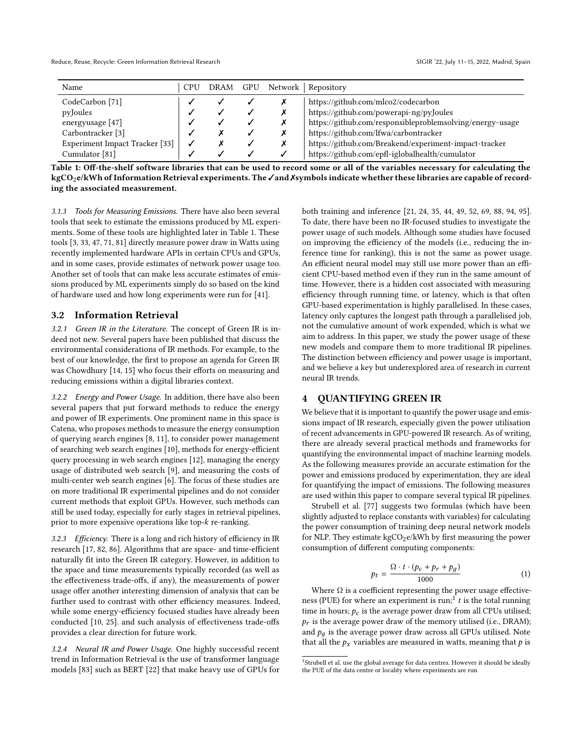| Name | CPU | DRAM | GPU | Network | Repository |
|---|---|---|---|---|---|
| CodeCarbon [71] | ✓ | ✓ | ✓ | ✗ | https://github.com/mlco2/codecarbon |
| pyJoules | ✓ | ✓ | ✓ | ✗ | https://github.com/powerapi-ng/pyJoules |
| energyusage [47] | ✓ | ✓ | ✓ | ✗ | https://github.com/responsibleproblemsolving/energy-usage |
| Carbontracker [3] | ✓ | ✗ | ✓ | ✗ | https://github.com/lfwa/carbontracker |
| Experiment Impact Tracker [33] | ✓ | ✗ | ✓ | ✗ | https://github.com/Breakend/experiment-impact-tracker |
| Cumulator [81] | ✓ | ✓ | ✓ | ✓ | https://github.com/epfl-iglobalhealth/cumulator |

**Table 1: Off-the-shelf software libraries that can be used to record some or all of the variables necessary for calculating the kg$CO_2$e/kWh of Information Retrieval experiments. The ✓and ✗symbols indicate whether these libraries are capable of recording the associated measurement.**

#### 3.1.3 Tools for Measuring Emissions.

There have also been several tools that seek to estimate the emissions produced by ML experiments. Some of these tools are highlighted later in Table 1. These tools [3, 33, 47, 71, 81] directly measure power draw in Watts using recently implemented hardware APIs in certain CPUs and GPUs, and in some cases, provide estimates of network power usage too. Another set of tools that can make less accurate estimates of emissions produced by ML experiments simply do so based on the kind of hardware used and how long experiments were run for [41].

### 3.2 Information Retrieval

#### 3.2.1 Green IR in the Literature.

The concept of Green IR is indeed not new. Several papers have been published that discuss the environmental considerations of IR methods. For example, to the best of our knowledge, the first to propose an agenda for Green IR was Chowdhury [14, 15] who focus their efforts on measuring and reducing emissions within a digital libraries context.

#### 3.2.2 Energy and Power Usage.

In addition, there have also been several papers that put forward methods to reduce the energy and power of IR experiments. One prominent name in this space is Catena, who proposes methods to measure the energy consumption of querying search engines [8, 11], to consider power management of searching web search engines [10], methods for energy-efficient query processing in web search engines [12], managing the energy usage of distributed web search [9], and measuring the costs of multi-center web search engines [6]. The focus of these studies are on more traditional IR experimental pipelines and do not consider current methods that exploit GPUs. However, such methods can still be used today, especially for early stages in retrieval pipelines, prior to more expensive operations like top-$k$ re-ranking.

#### 3.2.3 Efficiency.

There is a long and rich history of efficiency in IR research [17, 82, 86]. Algorithms that are space- and time-efficient naturally fit into the Green IR category. However, in addition to the space and time measurements typically recorded (as well as the effectiveness trade-offs, if any), the measurements of power usage offer another interesting dimension of analysis that can be further used to contrast with other efficiency measures. Indeed, while some energy-efficiency focused studies have already been conducted [10, 25]. and such analysis of effectiveness trade-offs provides a clear direction for future work.

#### 3.2.4 Neural IR and Power Usage.

One highly successful recent trend in Information Retrieval is the use of transformer language models [83] such as BERT [22] that make heavy use of GPUs for both training and inference [21, 24, 35, 44, 49, 52, 69, 88, 94, 95]. To date, there have been no IR-focused studies to investigate the power usage of such models. Although some studies have focused on improving the efficiency of the models (i.e., reducing the inference time for ranking), this is not the same as power usage. An efficient neural model may still use more power than an efficient CPU-based method even if they run in the same amount of time. However, there is a hidden cost associated with measuring efficiency through running time, or latency, which is that often GPU-based experimentation is highly parallelised. In these cases, latency only captures the longest path through a parallelised job, not the cumulative amount of work expended, which is what we aim to address. In this paper, we study the power usage of these new models and compare them to more traditional IR pipelines. The distinction between efficiency and power usage is important, and we believe a key but underexplored area of research in current neural IR trends.

## 4 QUANTIFYING GREEN IR

We believe that it is important to quantify the power usage and emissions impact of IR research, especially given the power utilisation of recent advancements in GPU-powered IR research. As of writing, there are already several practical methods and frameworks for quantifying the environmental impact of machine learning models. As the following measures provide an accurate estimation for the power and emissions produced by experimentation, they are ideal for quantifying the impact of emissions. The following measures are used within this paper to compare several typical IR pipelines.

Strubell et al. [77] suggests two formulas (which have been slightly adjusted to replace constants with variables) for calculating the power consumption of training deep neural network models for NLP. They estimate kg$CO_2$e/kWh by first measuring the power consumption of different computing components:

$$p_t = \frac{\Omega \cdot t \cdot (p_c + p_r + p_g)}{1000} \quad (1)$$

Where $\Omega$ is a coefficient representing the power usage effectiveness (PUE) for where an experiment is run;[1] $t$ is the total running time in hours; $p_c$ is the average power draw from all CPUs utilised; $p_r$ is the average power draw of the memory utilised (i.e., DRAM); and $p_g$ is the average power draw across all GPUs utilised. Note that all the $p_x$ variables are measured in watts, meaning that $p$ is

[1] Strubell et al. use the global average for data centres. However it should be ideally the PUE of the data centre or locality where experiments are run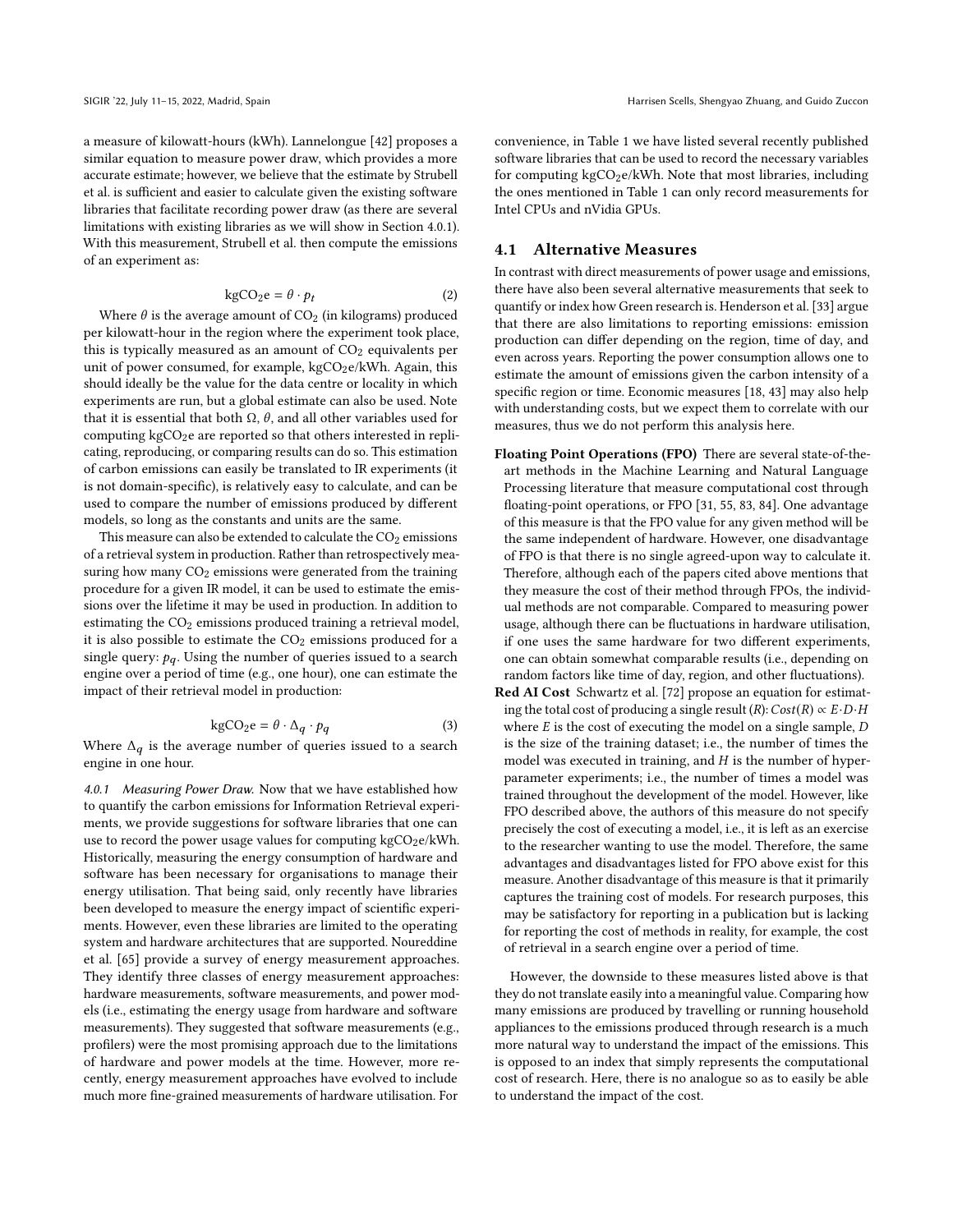a measure of kilowatt-hours (kWh). Lannelongue [42] proposes a similar equation to measure power draw, which provides a more accurate estimate; however, we believe that the estimate by Strubell et al. is sufficient and easier to calculate given the existing software libraries that facilitate recording power draw (as there are several limitations with existing libraries as we will show in Section 4.0.1). With this measurement, Strubell et al. then compute the emissions of an experiment as:

$$\text{kgCO}_2\text{e} = \theta \cdot p_t \tag{2}$$

Where $\theta$ is the average amount of $CO_2$ (in kilograms) produced per kilowatt-hour in the region where the experiment took place, this is typically measured as an amount of $CO_2$ equivalents per unit of power consumed, for example, $\text{kgCO}_2\text{e/kWh}$. Again, this should ideally be the value for the data centre or locality in which experiments are run, but a global estimate can also be used. Note that it is essential that both $\Omega$, $\theta$, and all other variables used for computing $\text{kgCO}_2\text{e}$ are reported so that others interested in replicating, reproducing, or comparing results can do so. This estimation of carbon emissions can easily be translated to IR experiments (it is not domain-specific), is relatively easy to calculate, and can be used to compare the number of emissions produced by different models, so long as the constants and units are the same.

This measure can also be extended to calculate the $CO_2$ emissions of a retrieval system in production. Rather than retrospectively measuring how many $CO_2$ emissions were generated from the training procedure for a given IR model, it can be used to estimate the emissions over the lifetime it may be used in production. In addition to estimating the $CO_2$ emissions produced training a retrieval model, it is also possible to estimate the $CO_2$ emissions produced for a single query: $p_q$. Using the number of queries issued to a search engine over a period of time (e.g., one hour), one can estimate the impact of their retrieval model in production:

$$\text{kgCO}_2\text{e} = \theta \cdot \Delta_q \cdot p_q \tag{3}$$

Where $\Delta_q$ is the average number of queries issued to a search engine in one hour.

*4.0.1 Measuring Power Draw.* Now that we have established how to quantify the carbon emissions for Information Retrieval experiments, we provide suggestions for software libraries that one can use to record the power usage values for computing $\text{kgCO}_2\text{e/kWh}$. Historically, measuring the energy consumption of hardware and software has been necessary for organisations to manage their energy utilisation. That being said, only recently have libraries been developed to measure the energy impact of scientific experiments. However, even these libraries are limited to the operating system and hardware architectures that are supported. Noureddine et al. [65] provide a survey of energy measurement approaches. They identify three classes of energy measurement approaches: hardware measurements, software measurements, and power models (i.e., estimating the energy usage from hardware and software measurements). They suggested that software measurements (e.g., profilers) were the most promising approach due to the limitations of hardware and power models at the time. However, more recently, energy measurement approaches have evolved to include much more fine-grained measurements of hardware utilisation. For convenience, in Table 1 we have listed several recently published software libraries that can be used to record the necessary variables for computing $\text{kgCO}_2\text{e/kWh}$. Note that most libraries, including the ones mentioned in Table 1 can only record measurements for Intel CPUs and nVidia GPUs.

## 4.1 Alternative Measures

In contrast with direct measurements of power usage and emissions, there have also been several alternative measurements that seek to quantify or index how Green research is. Henderson et al. [33] argue that there are also limitations to reporting emissions: emission production can differ depending on the region, time of day, and even across years. Reporting the power consumption allows one to estimate the amount of emissions given the carbon intensity of a specific region or time. Economic measures [18, 43] may also help with understanding costs, but we expect them to correlate with our measures, thus we do not perform this analysis here.

**Floating Point Operations (FPO)** There are several state-of-the-art methods in the Machine Learning and Natural Language Processing literature that measure computational cost through floating-point operations, or FPO [31, 55, 83, 84]. One advantage of this measure is that the FPO value for any given method will be the same independent of hardware. However, one disadvantage of FPO is that there is no single agreed-upon way to calculate it. Therefore, although each of the papers cited above mentions that they measure the cost of their method through FPOs, the individual methods are not comparable. Compared to measuring power usage, although there can be fluctuations in hardware utilisation, if one uses the same hardware for two different experiments, one can obtain somewhat comparable results (i.e., depending on random factors like time of day, region, and other fluctuations).

**Red AI Cost** Schwartz et al. [72] propose an equation for estimating the total cost of producing a single result ($R$): $Cost(R) \propto E \cdot D \cdot H$ where $E$ is the cost of executing the model on a single sample, $D$ is the size of the training dataset; i.e., the number of times the model was executed in training, and $H$ is the number of hyperparameter experiments; i.e., the number of times a model was trained throughout the development of the model. However, like FPO described above, the authors of this measure do not specify precisely the cost of executing a model, i.e., it is left as an exercise to the researcher wanting to use the model. Therefore, the same advantages and disadvantages listed for FPO above exist for this measure. Another disadvantage of this measure is that it primarily captures the training cost of models. For research purposes, this may be satisfactory for reporting in a publication but is lacking for reporting the cost of methods in reality, for example, the cost of retrieval in a search engine over a period of time.

However, the downside to these measures listed above is that they do not translate easily into a meaningful value. Comparing how many emissions are produced by travelling or running household appliances to the emissions produced through research is a much more natural way to understand the impact of the emissions. This is opposed to an index that simply represents the computational cost of research. Here, there is no analogue so as to easily be able to understand the impact of the cost.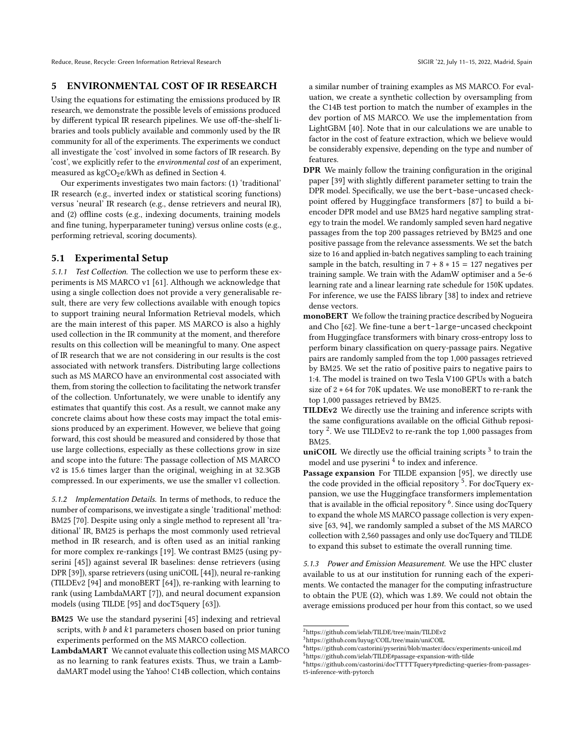## 5 ENVIRONMENTAL COST OF IR RESEARCH

Using the equations for estimating the emissions produced by IR research, we demonstrate the possible levels of emissions produced by different typical IR research pipelines. We use off-the-shelf libraries and tools publicly available and commonly used by the IR community for all of the experiments. The experiments we conduct all investigate the 'cost' involved in some factors of IR research. By 'cost', we explicitly refer to the *environmental cost* of an experiment, measured as $kgCO_2e/kWh$ as defined in Section 4.

Our experiments investigates two main factors: (1) 'traditional' IR research (e.g., inverted index or statistical scoring functions) versus 'neural' IR research (e.g., dense retrievers and neural IR), and (2) offline costs (e.g., indexing documents, training models and fine tuning, hyperparameter tuning) versus online costs (e.g., performing retrieval, scoring documents).

### 5.1 Experimental Setup

*5.1.1 Test Collection.* The collection we use to perform these experiments is MS MARCO v1 [61]. Although we acknowledge that using a single collection does not provide a very generalisable result, there are very few collections available with enough topics to support training neural Information Retrieval models, which are the main interest of this paper. MS MARCO is also a highly used collection in the IR community at the moment, and therefore results on this collection will be meaningful to many. One aspect of IR research that we are not considering in our results is the cost associated with network transfers. Distributing large collections such as MS MARCO have an environmental cost associated with them, from storing the collection to facilitating the network transfer of the collection. Unfortunately, we were unable to identify any estimates that quantify this cost. As a result, we cannot make any concrete claims about how these costs may impact the total emissions produced by an experiment. However, we believe that going forward, this cost should be measured and considered by those that use large collections, especially as these collections grow in size and scope into the future: The passage collection of MS MARCO v2 is 15.6 times larger than the original, weighing in at 32.3GB compressed. In our experiments, we use the smaller v1 collection.

*5.1.2 Implementation Details.* In terms of methods, to reduce the number of comparisons, we investigate a single 'traditional' method: BM25 [70]. Despite using only a single method to represent all 'traditional' IR, BM25 is perhaps the most commonly used retrieval method in IR research, and is often used as an initial ranking for more complex re-rankings [19]. We contrast BM25 (using pyserini [45]) against several IR baselines: dense retrievers (using DPR [39]), sparse retrievers (using uniCOIL [44]), neural re-ranking (TILDEv2 [94] and monoBERT [64]), re-ranking with learning to rank (using LambdaMART [7]), and neural document expansion models (using TILDE [95] and docT5query [63]).

**BM25** We use the standard pyserini [45] indexing and retrieval scripts, with $b$ and $k1$ parameters chosen based on prior tuning experiments performed on the MS MARCO collection.

**LambdaMART** We cannot evaluate this collection using MS MARCO as no learning to rank features exists. Thus, we train a LambdaMART model using the Yahoo! C14B collection, which contains a similar number of training examples as MS MARCO. For evaluation, we create a synthetic collection by oversampling from the C14B test portion to match the number of examples in the dev portion of MS MARCO. We use the implementation from LightGBM [40]. Note that in our calculations we are unable to factor in the cost of feature extraction, which we believe would be considerably expensive, depending on the type and number of features.

**DPR** We mainly follow the training configuration in the original paper [39] with slightly different parameter setting to train the DPR model. Specifically, we use the `bert-base-uncased` checkpoint offered by Huggingface transformers [87] to build a bi-encoder DPR model and use BM25 hard negative sampling strategy to train the model. We randomly sampled seven hard negative passages from the top 200 passages retrieved by BM25 and one positive passage from the relevance assessments. We set the batch size to 16 and applied in-batch negatives sampling to each training sample in the batch, resulting in $7 + 8 * 15 = 127$ negatives per training sample. We train with the AdamW optimiser and a 5e-6 learning rate and a linear learning rate schedule for 150K updates. For inference, we use the FAISS library [38] to index and retrieve dense vectors.

**monoBERT** We follow the training practice described by Nogueira and Cho [62]. We fine-tune a `bert-large-uncased` checkpoint from Huggingface transformers with binary cross-entropy loss to perform binary classification on query-passage pairs. Negative pairs are randomly sampled from the top 1,000 passages retrieved by BM25. We set the ratio of positive pairs to negative pairs to 1:4. The model is trained on two Tesla V100 GPUs with a batch size of $2 * 64$ for 70K updates. We use monoBERT to re-rank the top 1,000 passages retrieved by BM25.

**TILDEv2** We directly use the training and inference scripts with the same configurations available on the official Github repository [2]. We use TILDEv2 to re-rank the top 1,000 passages from BM25.

**uniCOIL** We directly use the official training scripts [3] to train the model and use pyserini [4] to index and inference.

**Passage expansion** For TILDE expansion [95], we directly use the code provided in the official repository [5]. For docTquery expansion, we use the Huggingface transformers implementation that is available in the official repository [6]. Since using docTquery to expand the whole MS MARCO passage collection is very expensive [63, 94], we randomly sampled a subset of the MS MARCO collection with 2,560 passages and only use docTquery and TILDE to expand this subset to estimate the overall running time.

*5.1.3 Power and Emission Measurement.* We use the HPC cluster available to us at our institution for running each of the experiments. We contacted the manager for the computing infrastructure to obtain the PUE (Ω), which was 1.89. We could not obtain the average emissions produced per hour from this contact, so we used

[2] https://github.com/ielab/TILDE/tree/main/TILDEv2
[3] https://github.com/luyug/COIL/tree/main/uniCOIL
[4] https://github.com/castorini/pyserini/blob/master/docs/experiments-unicoil.md
[5] https://github.com/ielab/TILDE#passage-expansion-with-tilde
[6] https://github.com/castorini/docTTTTTquery#predicting-queries-from-passages-t5-inference-with-pytorch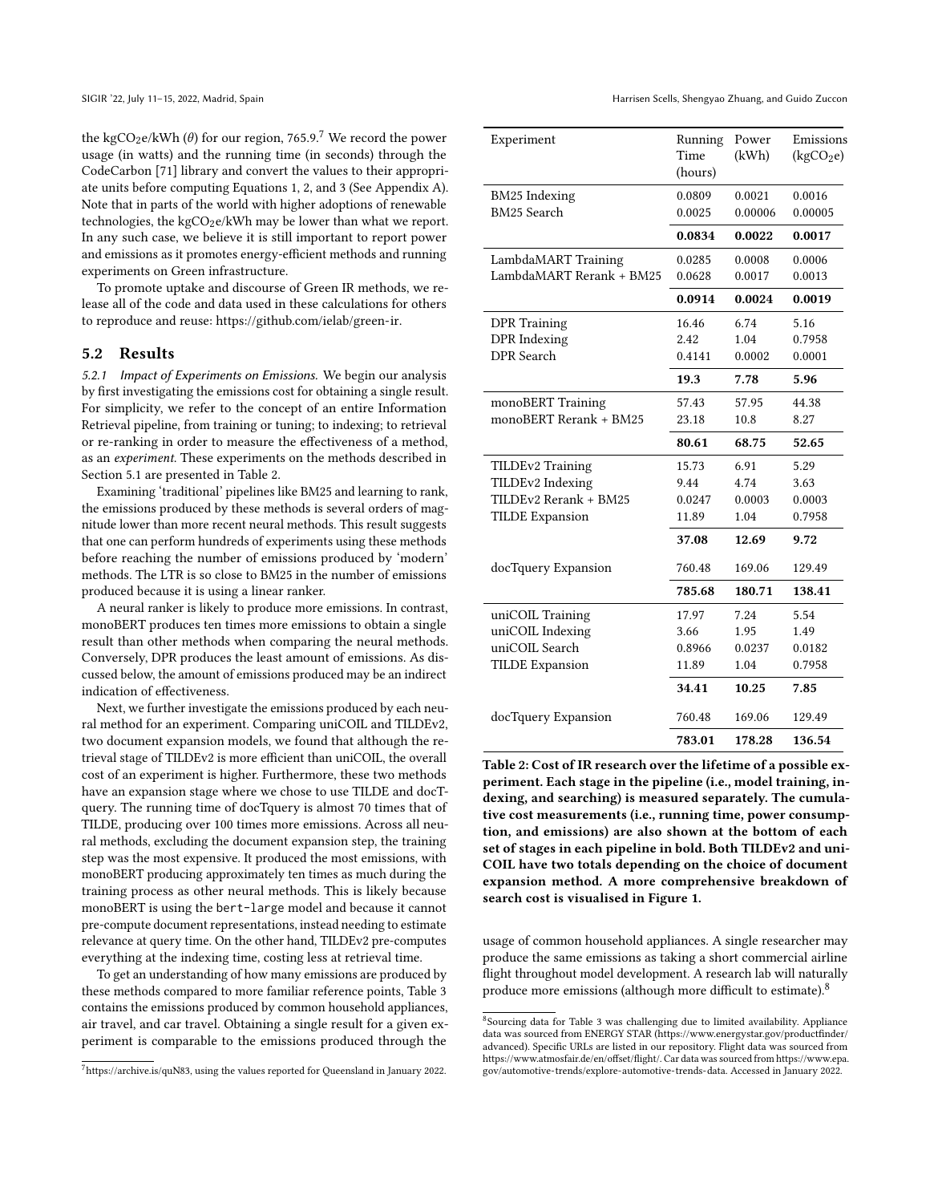the $kgCO_2e/kWh$ ($\theta$) for our region, 765.9.[7] We record the power usage (in watts) and the running time (in seconds) through the CodeCarbon [71] library and convert the values to their appropriate units before computing Equations 1, 2, and 3 (See Appendix A). Note that in parts of the world with higher adoptions of renewable technologies, the $kgCO_2e/kWh$ may be lower than what we report. In any such case, we believe it is still important to report power and emissions as it promotes energy-efficient methods and running experiments on Green infrastructure.

To promote uptake and discourse of Green IR methods, we release all of the code and data used in these calculations for others to reproduce and reuse: https://github.com/ielab/green-ir.

## 5.2 Results

*5.2.1 Impact of Experiments on Emissions.* We begin our analysis by first investigating the emissions cost for obtaining a single result. For simplicity, we refer to the concept of an entire Information Retrieval pipeline, from training or tuning; to indexing; to retrieval or re-ranking in order to measure the effectiveness of a method, as an *experiment*. These experiments on the methods described in Section 5.1 are presented in Table 2.

Examining 'traditional' pipelines like BM25 and learning to rank, the emissions produced by these methods is several orders of magnitude lower than more recent neural methods. This result suggests that one can perform hundreds of experiments using these methods before reaching the number of emissions produced by 'modern' methods. The LTR is so close to BM25 in the number of emissions produced because it is using a linear ranker.

A neural ranker is likely to produce more emissions. In contrast, monoBERT produces ten times more emissions to obtain a single result than other methods when comparing the neural methods. Conversely, DPR produces the least amount of emissions. As discussed below, the amount of emissions produced may be an indirect indication of effectiveness.

Next, we further investigate the emissions produced by each neural method for an experiment. Comparing uniCOIL and TILDEv2, two document expansion models, we found that although the retrieval stage of TILDEv2 is more efficient than uniCOIL, the overall cost of an experiment is higher. Furthermore, these two methods have an expansion stage where we chose to use TILDE and docTquery. The running time of docTquery is almost 70 times that of TILDE, producing over 100 times more emissions. Across all neural methods, excluding the document expansion step, the training step was the most expensive. It produced the most emissions, with monoBERT producing approximately ten times as much during the training process as other neural methods. This is likely because monoBERT is using the `bert-large` model and because it cannot pre-compute document representations, instead needing to estimate relevance at query time. On the other hand, TILDEv2 pre-computes everything at the indexing time, costing less at retrieval time.

To get an understanding of how many emissions are produced by these methods compared to more familiar reference points, Table 3 contains the emissions produced by common household appliances, air travel, and car travel. Obtaining a single result for a given experiment is comparable to the emissions produced through the usage of common household appliances. A single researcher may produce the same emissions as taking a short commercial airline flight throughout model development. A research lab will naturally produce more emissions (although more difficult to estimate).[8]

| Experiment | Running Time (hours) | Power (kWh) | Emissions ($kgCO_2e$) |
|---|---|---|---|
| BM25 Indexing | 0.0809 | 0.0021 | 0.0016 |
| BM25 Search | 0.0025 | 0.00006 | 0.00005 |
| | **0.0834** | **0.0022** | **0.0017** |
| LambdaMART Training | 0.0285 | 0.0008 | 0.0006 |
| LambdaMART Rerank + BM25 | 0.0628 | 0.0017 | 0.0013 |
| | **0.0914** | **0.0024** | **0.0019** |
| DPR Training | 16.46 | 6.74 | 5.16 |
| DPR Indexing | 2.42 | 1.04 | 0.7958 |
| DPR Search | 0.4141 | 0.0002 | 0.0001 |
| | **19.3** | **7.78** | **5.96** |
| monoBERT Training | 57.43 | 57.95 | 44.38 |
| monoBERT Rerank + BM25 | 23.18 | 10.8 | 8.27 |
| | **80.61** | **68.75** | **52.65** |
| TILDEv2 Training | 15.73 | 6.91 | 5.29 |
| TILDEv2 Indexing | 9.44 | 4.74 | 3.63 |
| TILDEv2 Rerank + BM25 | 0.0247 | 0.0003 | 0.0003 |
| TILDE Expansion | 11.89 | 1.04 | 0.7958 |
| | **37.08** | **12.69** | **9.72** |
| docTquery Expansion | 760.48 | 169.06 | 129.49 |
| | **785.68** | **180.71** | **138.41** |
| uniCOIL Training | 17.97 | 7.24 | 5.54 |
| uniCOIL Indexing | 3.66 | 1.95 | 1.49 |
| uniCOIL Search | 0.8966 | 0.0237 | 0.0182 |
| TILDE Expansion | 11.89 | 1.04 | 0.7958 |
| | **34.41** | **10.25** | **7.85** |
| docTquery Expansion | 760.48 | 169.06 | 129.49 |
| | **783.01** | **178.28** | **136.54** |

**Table 2: Cost of IR research over the lifetime of a possible experiment. Each stage in the pipeline (i.e., model training, indexing, and searching) is measured separately. The cumulative cost measurements (i.e., running time, power consumption, and emissions) are also shown at the bottom of each set of stages in each pipeline in bold. Both TILDEv2 and uniCOIL have two totals depending on the choice of document expansion method. A more comprehensive breakdown of search cost is visualised in Figure 1.**

[7] https://archive.is/quN83, using the values reported for Queensland in January 2022.

[8] Sourcing data for Table 3 was challenging due to limited availability. Appliance data was sourced from ENERGY STAR (https://www.energystar.gov/productfinder/advanced). Specific URLs are listed in our repository. Flight data was sourced from https://www.atmosfair.de/en/offset/flight/. Car data was sourced from https://www.epa.gov/automotive-trends/explore-automotive-trends-data. Accessed in January 2022.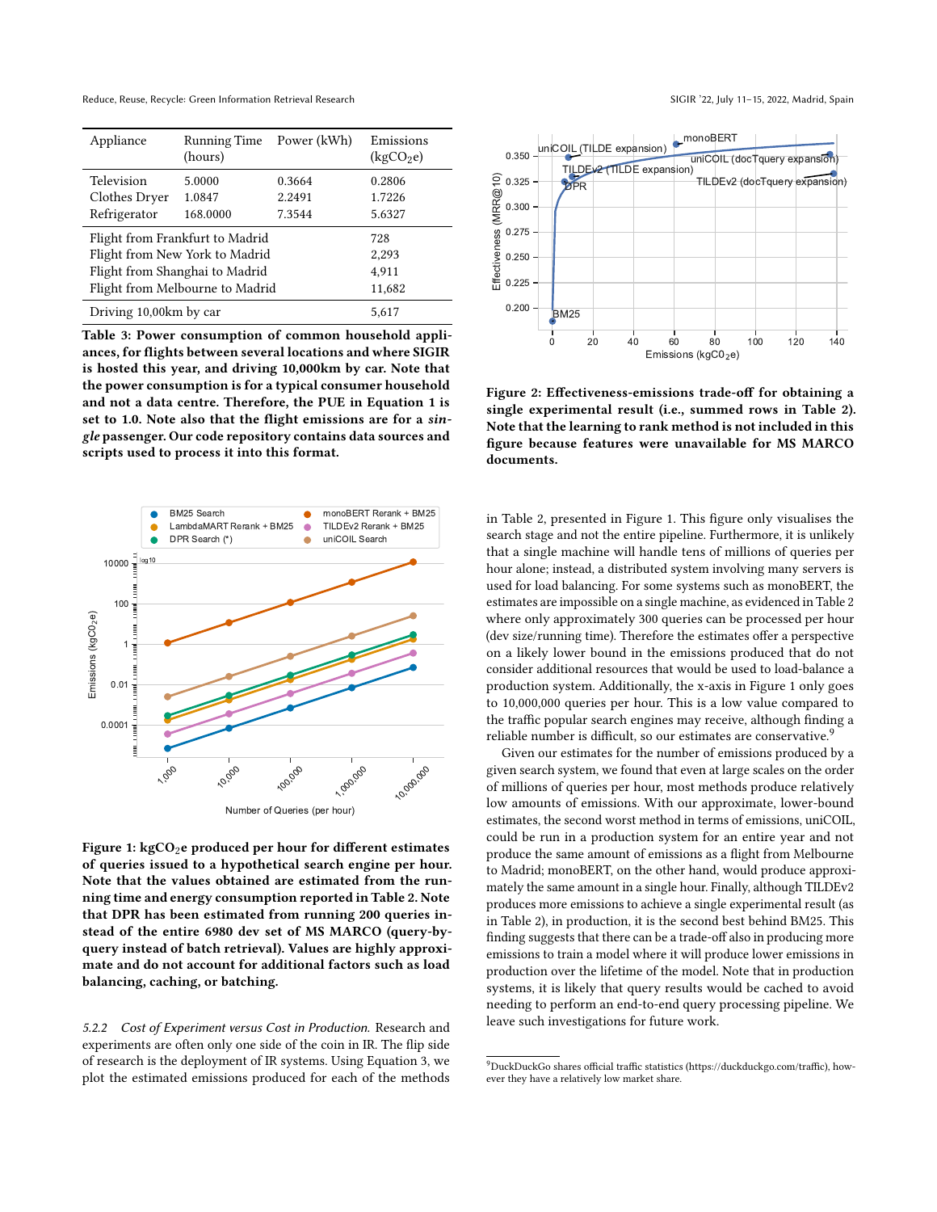| Appliance | Running Time (hours) | Power (kWh) | Emissions ($kgCO_2e$) |
|---|---|---|---|
| Television | 5.0000 | 0.3664 | 0.2806 |
| Clothes Dryer | 1.0847 | 2.2491 | 1.7226 |
| Refrigerator | 168.0000 | 7.3544 | 5.6327 |
| Flight from Frankfurt to Madrid | | | 728 |
| Flight from New York to Madrid | | | 2,293 |
| Flight from Shanghai to Madrid | | | 4,911 |
| Flight from Melbourne to Madrid | | | 11,682 |
| Driving 10,00km by car | | | 5,617 |

**Table 3: Power consumption of common household appliances, for flights between several locations and where SIGIR is hosted this year, and driving 10,000km by car. Note that the power consumption is for a typical consumer household and not a data centre. Therefore, the PUE in Equation 1 is set to 1.0. Note also that the flight emissions are for a *single* passenger. Our code repository contains data sources and scripts used to process it into this format.**

**Figure 1: $kgCO_2e$ produced per hour for different estimates of queries issued to a hypothetical search engine per hour. Note that the values obtained are estimated from the running time and energy consumption reported in Table 2. Note that DPR has been estimated from running 200 queries instead of the entire 6980 dev set of MS MARCO (query-by-query instead of batch retrieval). Values are highly approximate and do not account for additional factors such as load balancing, caching, or batching.**

*5.2.2 Cost of Experiment versus Cost in Production.* Research and experiments are often only one side of the coin in IR. The flip side of research is the deployment of IR systems. Using Equation 3, we plot the estimated emissions produced for each of the methods in Table 2, presented in Figure 1. This figure only visualises the search stage and not the entire pipeline. Furthermore, it is unlikely that a single machine will handle tens of millions of queries per hour alone; instead, a distributed system involving many servers is used for load balancing. For some systems such as monoBERT, the estimates are impossible on a single machine, as evidenced in Table 2 where only approximately 300 queries can be processed per hour (dev size/running time). Therefore the estimates offer a perspective on a likely lower bound in the emissions produced that do not consider additional resources that would be used to load-balance a production system. Additionally, the x-axis in Figure 1 only goes to 10,000,000 queries per hour. This is a low value compared to the traffic popular search engines may receive, although finding a reliable number is difficult, so our estimates are conservative.[9]

Given our estimates for the number of emissions produced by a given search system, we found that even at large scales on the order of millions of queries per hour, most methods produce relatively low amounts of emissions. With our approximate, lower-bound estimates, the second worst method in terms of emissions, uniCOIL, could be run in a production system for an entire year and not produce the same amount of emissions as a flight from Melbourne to Madrid; monoBERT, on the other hand, would produce approximately the same amount in a single hour. Finally, although TILDEv2 produces more emissions to achieve a single experimental result (as in Table 2), in production, it is the second best behind BM25. This finding suggests that there can be a trade-off also in producing more emissions to train a model where it will produce lower emissions in production over the lifetime of the model. Note that in production systems, it is likely that query results would be cached to avoid needing to perform an end-to-end query processing pipeline. We leave such investigations for future work.

**Figure 2: Effectiveness-emissions trade-off for obtaining a single experimental result (i.e., summed rows in Table 2). Note that the learning to rank method is not included in this figure because features were unavailable for MS MARCO documents.**

[9] DuckDuckGo shares official traffic statistics (https://duckduckgo.com/traffic), however they have a relatively low market share.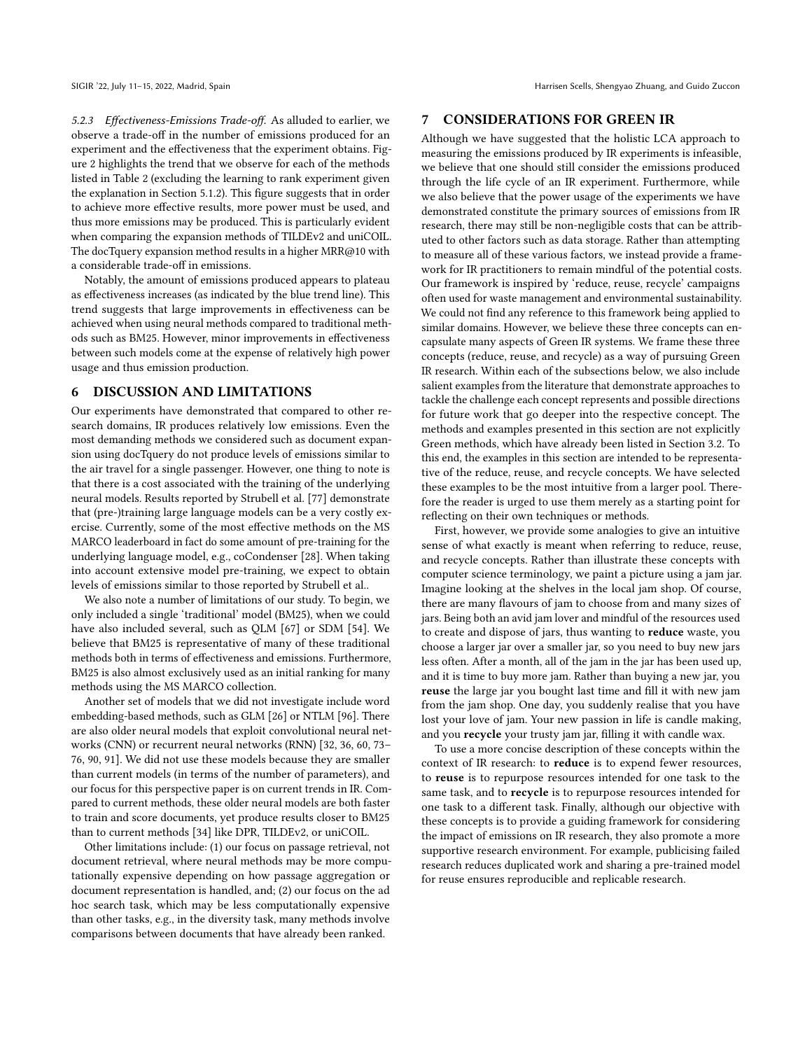#### 5.2.3 *Effectiveness-Emissions Trade-off.*

As alluded to earlier, we observe a trade-off in the number of emissions produced for an experiment and the effectiveness that the experiment obtains. Figure 2 highlights the trend that we observe for each of the methods listed in Table 2 (excluding the learning to rank experiment given the explanation in Section 5.1.2). This figure suggests that in order to achieve more effective results, more power must be used, and thus more emissions may be produced. This is particularly evident when comparing the expansion methods of TILDEv2 and uniCOIL. The docTquery expansion method results in a higher MRR@10 with a considerable trade-off in emissions.

Notably, the amount of emissions produced appears to plateau as effectiveness increases (as indicated by the blue trend line). This trend suggests that large improvements in effectiveness can be achieved when using neural methods compared to traditional methods such as BM25. However, minor improvements in effectiveness between such models come at the expense of relatively high power usage and thus emission production.

## 6 DISCUSSION AND LIMITATIONS

Our experiments have demonstrated that compared to other research domains, IR produces relatively low emissions. Even the most demanding methods we considered such as document expansion using docTquery do not produce levels of emissions similar to the air travel for a single passenger. However, one thing to note is that there is a cost associated with the training of the underlying neural models. Results reported by Strubell et al. [77] demonstrate that (pre-)training large language models can be a very costly exercise. Currently, some of the most effective methods on the MS MARCO leaderboard in fact do some amount of pre-training for the underlying language model, e.g., coCondenser [28]. When taking into account extensive model pre-training, we expect to obtain levels of emissions similar to those reported by Strubell et al..

We also note a number of limitations of our study. To begin, we only included a single 'traditional' model (BM25), when we could have also included several, such as QLM [67] or SDM [54]. We believe that BM25 is representative of many of these traditional methods both in terms of effectiveness and emissions. Furthermore, BM25 is also almost exclusively used as an initial ranking for many methods using the MS MARCO collection.

Another set of models that we did not investigate include word embedding-based methods, such as GLM [26] or NTLM [96]. There are also older neural models that exploit convolutional neural networks (CNN) or recurrent neural networks (RNN) [32, 36, 60, 73–76, 90, 91]. We did not use these models because they are smaller than current models (in terms of the number of parameters), and our focus for this perspective paper is on current trends in IR. Compared to current methods, these older neural models are both faster to train and score documents, yet produce results closer to BM25 than to current methods [34] like DPR, TILDEv2, or uniCOIL.

Other limitations include: (1) our focus on passage retrieval, not document retrieval, where neural methods may be more computationally expensive depending on how passage aggregation or document representation is handled, and; (2) our focus on the ad hoc search task, which may be less computationally expensive than other tasks, e.g., in the diversity task, many methods involve comparisons between documents that have already been ranked.

## 7 CONSIDERATIONS FOR GREEN IR

Although we have suggested that the holistic LCA approach to measuring the emissions produced by IR experiments is infeasible, we believe that one should still consider the emissions produced through the life cycle of an IR experiment. Furthermore, while we also believe that the power usage of the experiments we have demonstrated constitute the primary sources of emissions from IR research, there may still be non-negligible costs that can be attributed to other factors such as data storage. Rather than attempting to measure all of these various factors, we instead provide a framework for IR practitioners to remain mindful of the potential costs. Our framework is inspired by 'reduce, reuse, recycle' campaigns often used for waste management and environmental sustainability. We could not find any reference to this framework being applied to similar domains. However, we believe these three concepts can encapsulate many aspects of Green IR systems. We frame these three concepts (reduce, reuse, and recycle) as a way of pursuing Green IR research. Within each of the subsections below, we also include salient examples from the literature that demonstrate approaches to tackle the challenge each concept represents and possible directions for future work that go deeper into the respective concept. The methods and examples presented in this section are not explicitly Green methods, which have already been listed in Section 3.2. To this end, the examples in this section are intended to be representative of the reduce, reuse, and recycle concepts. We have selected these examples to be the most intuitive from a larger pool. Therefore the reader is urged to use them merely as a starting point for reflecting on their own techniques or methods.

First, however, we provide some analogies to give an intuitive sense of what exactly is meant when referring to reduce, reuse, and recycle concepts. Rather than illustrate these concepts with computer science terminology, we paint a picture using a jam jar. Imagine looking at the shelves in the local jam shop. Of course, there are many flavours of jam to choose from and many sizes of jars. Being both an avid jam lover and mindful of the resources used to create and dispose of jars, thus wanting to **reduce** waste, you choose a larger jar over a smaller jar, so you need to buy new jars less often. After a month, all of the jam in the jar has been used up, and it is time to buy more jam. Rather than buying a new jar, you **reuse** the large jar you bought last time and fill it with new jam from the jam shop. One day, you suddenly realise that you have lost your love of jam. Your new passion in life is candle making, and you **recycle** your trusty jam jar, filling it with candle wax.

To use a more concise description of these concepts within the context of IR research: to **reduce** is to expend fewer resources, to **reuse** is to repurpose resources intended for one task to the same task, and to **recycle** is to repurpose resources intended for one task to a different task. Finally, although our objective with these concepts is to provide a guiding framework for considering the impact of emissions on IR research, they also promote a more supportive research environment. For example, publicising failed research reduces duplicated work and sharing a pre-trained model for reuse ensures reproducible and replicable research.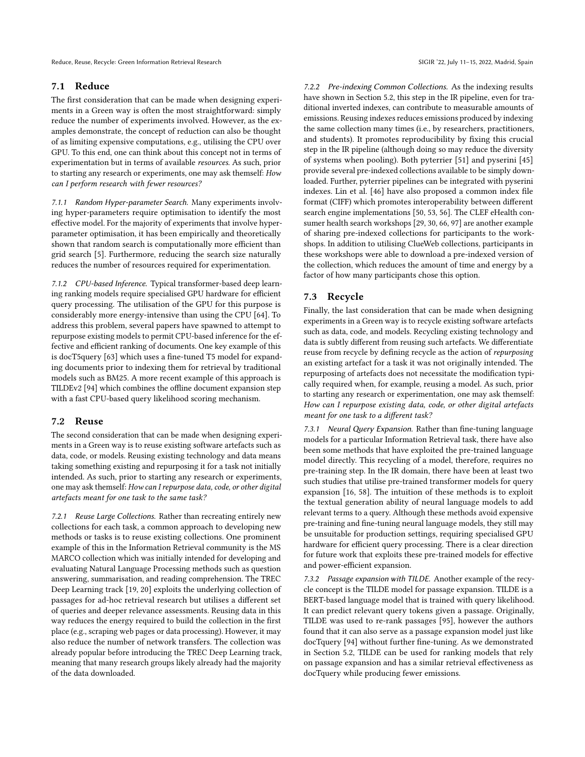## 7.1 Reduce

The first consideration that can be made when designing experiments in a Green way is often the most straightforward: simply reduce the number of experiments involved. However, as the examples demonstrate, the concept of reduction can also be thought of as limiting expensive computations, e.g., utilising the CPU over GPU. To this end, one can think about this concept not in terms of experimentation but in terms of available *resources*. As such, prior to starting any research or experiments, one may ask themself: *How can I perform research with fewer resources?*

### 7.1.1 Random Hyper-parameter Search.

Many experiments involving hyper-parameters require optimisation to identify the most effective model. For the majority of experiments that involve hyper-parameter optimisation, it has been empirically and theoretically shown that random search is computationally more efficient than grid search [5]. Furthermore, reducing the search size naturally reduces the number of resources required for experimentation.

### 7.1.2 CPU-based Inference.

Typical transformer-based deep learning ranking models require specialised GPU hardware for efficient query processing. The utilisation of the GPU for this purpose is considerably more energy-intensive than using the CPU [64]. To address this problem, several papers have spawned to attempt to repurpose existing models to permit CPU-based inference for the effective and efficient ranking of documents. One key example of this is docT5query [63] which uses a fine-tuned T5 model for expanding documents prior to indexing them for retrieval by traditional models such as BM25. A more recent example of this approach is TILDEv2 [94] which combines the offline document expansion step with a fast CPU-based query likelihood scoring mechanism.

## 7.2 Reuse

The second consideration that can be made when designing experiments in a Green way is to reuse existing software artefacts such as data, code, or models. Reusing existing technology and data means taking something existing and repurposing it for a task not initially intended. As such, prior to starting any research or experiments, one may ask themself: *How can I repurpose data, code, or other digital artefacts meant for one task to the same task?*

### 7.2.1 Reuse Large Collections.

Rather than recreating entirely new collections for each task, a common approach to developing new methods or tasks is to reuse existing collections. One prominent example of this in the Information Retrieval community is the MS MARCO collection which was initially intended for developing and evaluating Natural Language Processing methods such as question answering, summarisation, and reading comprehension. The TREC Deep Learning track [19, 20] exploits the underlying collection of passages for ad-hoc retrieval research but utilises a different set of queries and deeper relevance assessments. Reusing data in this way reduces the energy required to build the collection in the first place (e.g., scraping web pages or data processing). However, it may also reduce the number of network transfers. The collection was already popular before introducing the TREC Deep Learning track, meaning that many research groups likely already had the majority of the data downloaded.

### 7.2.2 Pre-indexing Common Collections.

As the indexing results have shown in Section 5.2, this step in the IR pipeline, even for traditional inverted indexes, can contribute to measurable amounts of emissions. Reusing indexes reduces emissions produced by indexing the same collection many times (i.e., by researchers, practitioners, and students). It promotes reproducibility by fixing this crucial step in the IR pipeline (although doing so may reduce the diversity of systems when pooling). Both pyterrier [51] and pyserini [45] provide several pre-indexed collections available to be simply downloaded. Further, pyterrier pipelines can be integrated with pyserini indexes. Lin et al. [46] have also proposed a common index file format (CIFF) which promotes interoperability between different search engine implementations [50, 53, 56]. The CLEF eHealth consumer health search workshops [29, 30, 66, 97] are another example of sharing pre-indexed collections for participants to the workshops. In addition to utilising ClueWeb collections, participants in these workshops were able to download a pre-indexed version of the collection, which reduces the amount of time and energy by a factor of how many participants chose this option.

## 7.3 Recycle

Finally, the last consideration that can be made when designing experiments in a Green way is to recycle existing software artefacts such as data, code, and models. Recycling existing technology and data is subtly different from reusing such artefacts. We differentiate reuse from recycle by defining recycle as the action of *repurposing* an existing artefact for a task it was not originally intended. The repurposing of artefacts does not necessitate the modification typically required when, for example, reusing a model. As such, prior to starting any research or experimentation, one may ask themself: *How can I repurpose existing data, code, or other digital artefacts meant for one task to a different task?*

### 7.3.1 Neural Query Expansion.

Rather than fine-tuning language models for a particular Information Retrieval task, there have also been some methods that have exploited the pre-trained language model directly. This recycling of a model, therefore, requires no pre-training step. In the IR domain, there have been at least two such studies that utilise pre-trained transformer models for query expansion [16, 58]. The intuition of these methods is to exploit the textual generation ability of neural language models to add relevant terms to a query. Although these methods avoid expensive pre-training and fine-tuning neural language models, they still may be unsuitable for production settings, requiring specialised GPU hardware for efficient query processing. There is a clear direction for future work that exploits these pre-trained models for effective and power-efficient expansion.

### 7.3.2 Passage expansion with TILDE.

Another example of the recycle concept is the TILDE model for passage expansion. TILDE is a BERT-based language model that is trained with query likelihood. It can predict relevant query tokens given a passage. Originally, TILDE was used to re-rank passages [95], however the authors found that it can also serve as a passage expansion model just like docTquery [94] without further fine-tuning. As we demonstrated in Section 5.2, TILDE can be used for ranking models that rely on passage expansion and has a similar retrieval effectiveness as docTquery while producing fewer emissions.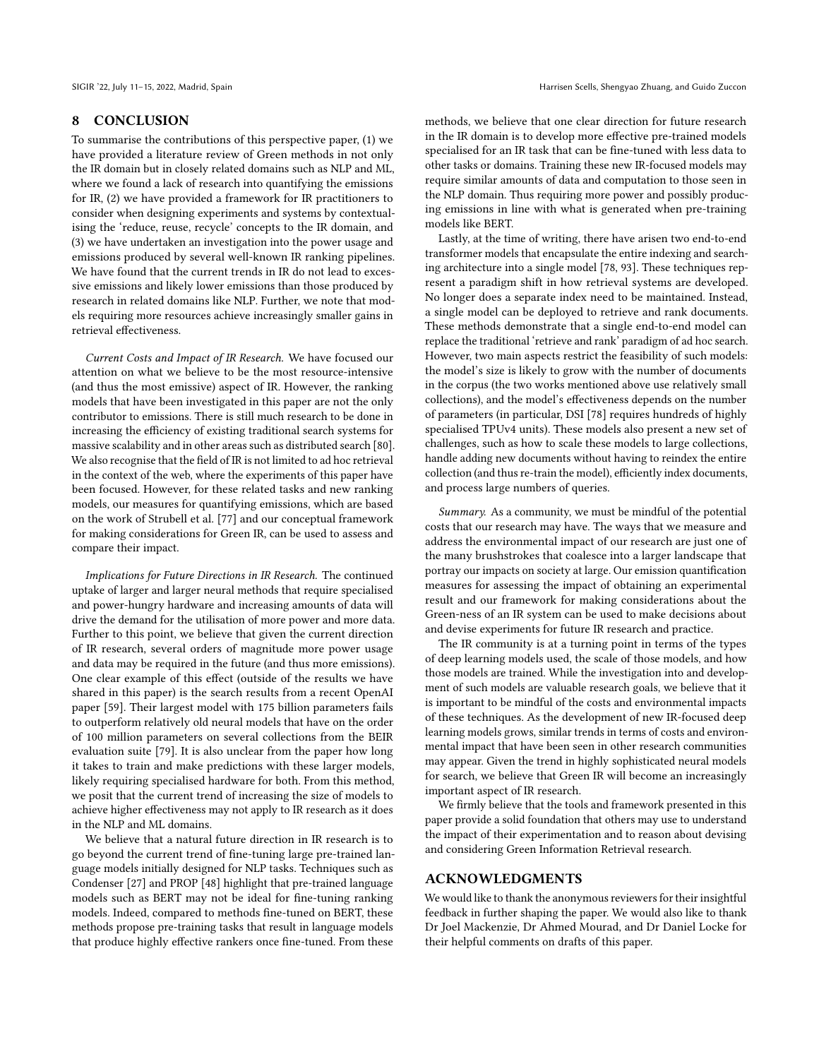## 8 CONCLUSION

To summarise the contributions of this perspective paper, (1) we have provided a literature review of Green methods in not only the IR domain but in closely related domains such as NLP and ML, where we found a lack of research into quantifying the emissions for IR, (2) we have provided a framework for IR practitioners to consider when designing experiments and systems by contextualising the 'reduce, reuse, recycle' concepts to the IR domain, and (3) we have undertaken an investigation into the power usage and emissions produced by several well-known IR ranking pipelines. We have found that the current trends in IR do not lead to excessive emissions and likely lower emissions than those produced by research in related domains like NLP. Further, we note that models requiring more resources achieve increasingly smaller gains in retrieval effectiveness.

*Current Costs and Impact of IR Research.* We have focused our attention on what we believe to be the most resource-intensive (and thus the most emissive) aspect of IR. However, the ranking models that have been investigated in this paper are not the only contributor to emissions. There is still much research to be done in increasing the efficiency of existing traditional search systems for massive scalability and in other areas such as distributed search [80]. We also recognise that the field of IR is not limited to ad hoc retrieval in the context of the web, where the experiments of this paper have been focused. However, for these related tasks and new ranking models, our measures for quantifying emissions, which are based on the work of Strubell et al. [77] and our conceptual framework for making considerations for Green IR, can be used to assess and compare their impact.

*Implications for Future Directions in IR Research.* The continued uptake of larger and larger neural methods that require specialised and power-hungry hardware and increasing amounts of data will drive the demand for the utilisation of more power and more data. Further to this point, we believe that given the current direction of IR research, several orders of magnitude more power usage and data may be required in the future (and thus more emissions). One clear example of this effect (outside of the results we have shared in this paper) is the search results from a recent OpenAI paper [59]. Their largest model with 175 billion parameters fails to outperform relatively old neural models that have on the order of 100 million parameters on several collections from the BEIR evaluation suite [79]. It is also unclear from the paper how long it takes to train and make predictions with these larger models, likely requiring specialised hardware for both. From this method, we posit that the current trend of increasing the size of models to achieve higher effectiveness may not apply to IR research as it does in the NLP and ML domains.

We believe that a natural future direction in IR research is to go beyond the current trend of fine-tuning large pre-trained language models initially designed for NLP tasks. Techniques such as Condenser [27] and PROP [48] highlight that pre-trained language models such as BERT may not be ideal for fine-tuning ranking models. Indeed, compared to methods fine-tuned on BERT, these methods propose pre-training tasks that result in language models that produce highly effective rankers once fine-tuned. From these methods, we believe that one clear direction for future research in the IR domain is to develop more effective pre-trained models specialised for an IR task that can be fine-tuned with less data to other tasks or domains. Training these new IR-focused models may require similar amounts of data and computation to those seen in the NLP domain. Thus requiring more power and possibly producing emissions in line with what is generated when pre-training models like BERT.

Lastly, at the time of writing, there have arisen two end-to-end transformer models that encapsulate the entire indexing and searching architecture into a single model [78, 93]. These techniques represent a paradigm shift in how retrieval systems are developed. No longer does a separate index need to be maintained. Instead, a single model can be deployed to retrieve and rank documents. These methods demonstrate that a single end-to-end model can replace the traditional 'retrieve and rank' paradigm of ad hoc search. However, two main aspects restrict the feasibility of such models: the model's size is likely to grow with the number of documents in the corpus (the two works mentioned above use relatively small collections), and the model's effectiveness depends on the number of parameters (in particular, DSI [78] requires hundreds of highly specialised TPUv4 units). These models also present a new set of challenges, such as how to scale these models to large collections, handle adding new documents without having to reindex the entire collection (and thus re-train the model), efficiently index documents, and process large numbers of queries.

*Summary.* As a community, we must be mindful of the potential costs that our research may have. The ways that we measure and address the environmental impact of our research are just one of the many brushstrokes that coalesce into a larger landscape that portray our impacts on society at large. Our emission quantification measures for assessing the impact of obtaining an experimental result and our framework for making considerations about the Green-ness of an IR system can be used to make decisions about and devise experiments for future IR research and practice.

The IR community is at a turning point in terms of the types of deep learning models used, the scale of those models, and how those models are trained. While the investigation into and development of such models are valuable research goals, we believe that it is important to be mindful of the costs and environmental impacts of these techniques. As the development of new IR-focused deep learning models grows, similar trends in terms of costs and environmental impact that have been seen in other research communities may appear. Given the trend in highly sophisticated neural models for search, we believe that Green IR will become an increasingly important aspect of IR research.

We firmly believe that the tools and framework presented in this paper provide a solid foundation that others may use to understand the impact of their experimentation and to reason about devising and considering Green Information Retrieval research.

## ACKNOWLEDGMENTS

We would like to thank the anonymous reviewers for their insightful feedback in further shaping the paper. We would also like to thank Dr Joel Mackenzie, Dr Ahmed Mourad, and Dr Daniel Locke for their helpful comments on drafts of this paper.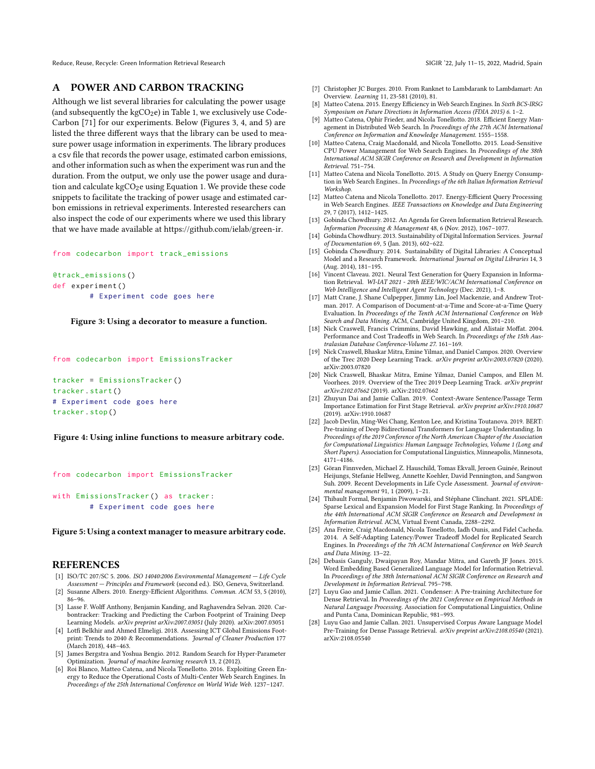# A POWER AND CARBON TRACKING

Although we list several libraries for calculating the power usage (and subsequently the $kgCO_2e$) in Table 1, we exclusively use Code-Carbon [71] for our experiments. Below (Figures 3, 4, and 5) are listed the three different ways that the library can be used to measure power usage information in experiments. The library produces a csv file that records the power usage, estimated carbon emissions, and other information such as when the experiment was run and the duration. From the output, we only use the power usage and duration and calculate $kgCO_2e$ using Equation 1. We provide these code snippets to facilitate the tracking of power usage and estimated carbon emissions in retrieval experiments. Interested researchers can also inspect the code of our experiments where we used this library that we have made available at https://github.com/ielab/green-ir.

```
from codecarbon import track_emissions

@track_emissions()
def experiment()
        # Experiment code goes here
```

**Figure 3: Using a decorator to measure a function.**

```
from codecarbon import EmissionsTracker

tracker = EmissionsTracker()
tracker.start()
# Experiment code goes here
tracker.stop()
```

**Figure 4: Using inline functions to measure arbitrary code.**

```
from codecarbon import EmissionsTracker

with EmissionsTracker() as tracker:
        # Experiment code goes here
```

**Figure 5: Using a context manager to measure arbitrary code.**

# REFERENCES

[1] ISO/TC 207/SC 5. 2006. *ISO 14040:2006 Environmental Management — Life Cycle Assessment — Principles and Framework* (second ed.). ISO, Geneva, Switzerland.

[2] Susanne Albers. 2010. Energy-Efficient Algorithms. *Commun. ACM* 53, 5 (2010), 86–96.

[3] Lasse F. Wolff Anthony, Benjamin Kanding, and Raghavendra Selvan. 2020. Carbontracker: Tracking and Predicting the Carbon Footprint of Training Deep Learning Models. *arXiv preprint arXiv:2007.03051* (July 2020). arXiv:2007.03051

[4] Lotfi Belkhir and Ahmed Elmeligi. 2018. Assessing ICT Global Emissions Footprint: Trends to 2040 & Recommendations. *Journal of Cleaner Production* 177 (March 2018), 448–463.

[5] James Bergstra and Yoshua Bengio. 2012. Random Search for Hyper-Parameter Optimization. *Journal of machine learning research* 13, 2 (2012).

[6] Roi Blanco, Matteo Catena, and Nicola Tonellotto. 2016. Exploiting Green Energy to Reduce the Operational Costs of Multi-Center Web Search Engines. In *Proceedings of the 25th International Conference on World Wide Web*. 1237–1247.

[7] Christopher JC Burges. 2010. From Ranknet to Lambdarank to Lambdamart: An Overview. *Learning* 11, 23-581 (2010), 81.

[8] Matteo Catena. 2015. Energy Efficiency in Web Search Engines. In *Sixth BCS-IRSG Symposium on Future Directions in Information Access (FDIA 2015) 6*. 1–2.

[9] Matteo Catena, Ophir Frieder, and Nicola Tonellotto. 2018. Efficient Energy Management in Distributed Web Search. In *Proceedings of the 27th ACM International Conference on Information and Knowledge Management*. 1555–1558.

[10] Matteo Catena, Craig Macdonald, and Nicola Tonellotto. 2015. Load-Sensitive CPU Power Management for Web Search Engines. In *Proceedings of the 38th International ACM SIGIR Conference on Research and Development in Information Retrieval*. 751–754.

[11] Matteo Catena and Nicola Tonellotto. 2015. A Study on Query Energy Consumption in Web Search Engines.. In *Proceedings of the 6th Italian Information Retrieval Workshop*.

[12] Matteo Catena and Nicola Tonellotto. 2017. Energy-Efficient Query Processing in Web Search Engines. *IEEE Transactions on Knowledge and Data Engineering* 29, 7 (2017), 1412–1425.

[13] Gobinda Chowdhury. 2012. An Agenda for Green Information Retrieval Research. *Information Processing & Management* 48, 6 (Nov. 2012), 1067–1077.

[14] Gobinda Chowdhury. 2013. Sustainability of Digital Information Services. *Journal of Documentation* 69, 5 (Jan. 2013), 602–622.

[15] Gobinda Chowdhury. 2014. Sustainability of Digital Libraries: A Conceptual Model and a Research Framework. *International Journal on Digital Libraries* 14, 3 (Aug. 2014), 181–195.

[16] Vincent Claveau. 2021. Neural Text Generation for Query Expansion in Information Retrieval. *WI-IAT 2021 - 20th IEEE/WIC/ACM International Conference on Web Intelligence and Intelligent Agent Technology* (Dec. 2021), 1–8.

[17] Matt Crane, J. Shane Culpepper, Jimmy Lin, Joel Mackenzie, and Andrew Trotman. 2017. A Comparison of Document-at-a-Time and Score-at-a-Time Query Evaluation. In *Proceedings of the Tenth ACM International Conference on Web Search and Data Mining*. ACM, Cambridge United Kingdom, 201–210.

[18] Nick Craswell, Francis Crimmins, David Hawking, and Alistair Moffat. 2004. Performance and Cost Tradeoffs in Web Search. In *Proceedings of the 15th Australasian Database Conference-Volume 27*. 161–169.

[19] Nick Craswell, Bhaskar Mitra, Emine Yilmaz, and Daniel Campos. 2020. Overview of the Trec 2020 Deep Learning Track. *arXiv preprint arXiv:2003.07820* (2020). arXiv:2003.07820

[20] Nick Craswell, Bhaskar Mitra, Emine Yilmaz, Daniel Campos, and Ellen M. Voorhees. 2019. Overview of the Trec 2019 Deep Learning Track. *arXiv preprint arXiv:2102.07662* (2019). arXiv:2102.07662

[21] Zhuyun Dai and Jamie Callan. 2019. Context-Aware Sentence/Passage Term Importance Estimation for First Stage Retrieval. *arXiv preprint arXiv:1910.10687* (2019). arXiv:1910.10687

[22] Jacob Devlin, Ming-Wei Chang, Kenton Lee, and Kristina Toutanova. 2019. BERT: Pre-training of Deep Bidirectional Transformers for Language Understanding. In *Proceedings of the 2019 Conference of the North American Chapter of the Association for Computational Linguistics: Human Language Technologies, Volume 1 (Long and Short Papers)*. Association for Computational Linguistics, Minneapolis, Minnesota, 4171–4186.

[23] Göran Finnveden, Michael Z. Hauschild, Tomas Ekvall, Jeroen Guinée, Reinout Heijungs, Stefanie Hellweg, Annette Koehler, David Pennington, and Sangwon Suh. 2009. Recent Developments in Life Cycle Assessment. *Journal of environmental management* 91, 1 (2009), 1–21.

[24] Thibault Formal, Benjamin Piwowarski, and Stéphane Clinchant. 2021. SPLADE: Sparse Lexical and Expansion Model for First Stage Ranking. In *Proceedings of the 44th International ACM SIGIR Conference on Research and Development in Information Retrieval*. ACM, Virtual Event Canada, 2288–2292.

[25] Ana Freire, Craig Macdonald, Nicola Tonellotto, Iadh Ounis, and Fidel Cacheda. 2014. A Self-Adapting Latency/Power Tradeoff Model for Replicated Search Engines. In *Proceedings of the 7th ACM International Conference on Web Search and Data Mining*. 13–22.

[26] Debasis Ganguly, Dwaipayan Roy, Mandar Mitra, and Gareth JF Jones. 2015. Word Embedding Based Generalized Language Model for Information Retrieval. In *Proceedings of the 38th International ACM SIGIR Conference on Research and Development in Information Retrieval*. 795–798.

[27] Luyu Gao and Jamie Callan. 2021. Condenser: A Pre-training Architecture for Dense Retrieval. In *Proceedings of the 2021 Conference on Empirical Methods in Natural Language Processing*. Association for Computational Linguistics, Online and Punta Cana, Dominican Republic, 981–993.

[28] Luyu Gao and Jamie Callan. 2021. Unsupervised Corpus Aware Language Model Pre-Training for Dense Passage Retrieval. *arXiv preprint arXiv:2108.05540* (2021). arXiv:2108.05540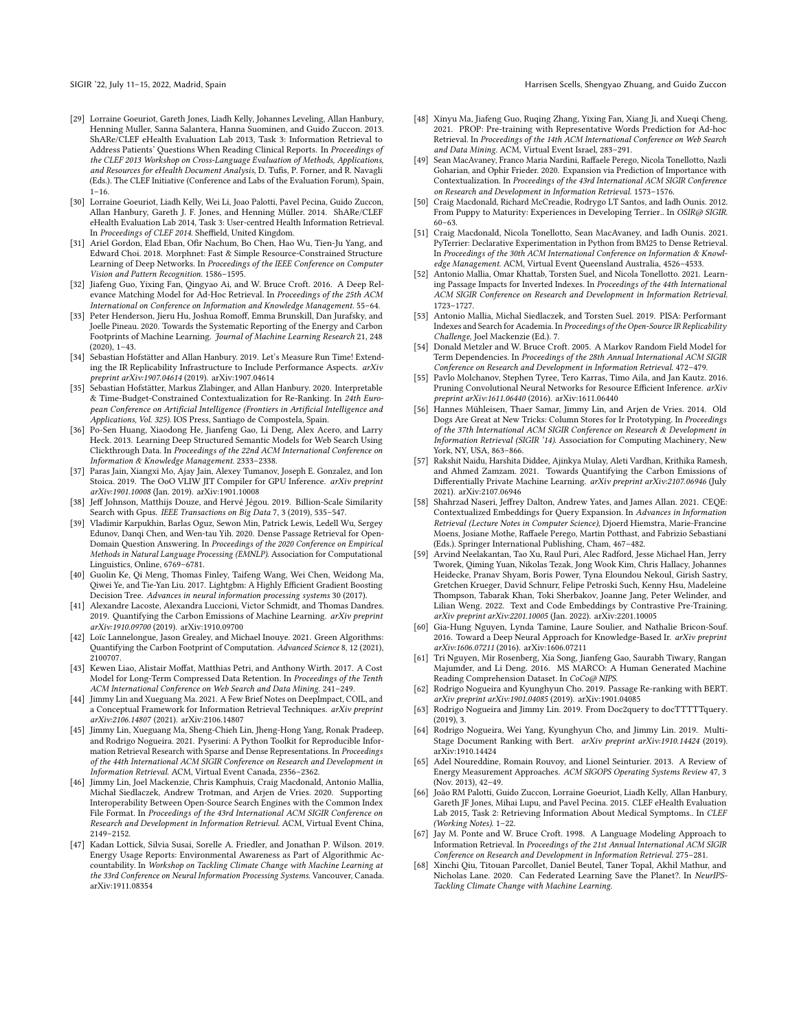[29] Lorraine Goeuriot, Gareth Jones, Liadh Kelly, Johannes Leveling, Allan Hanbury, Henning Muller, Sanna Salantera, Hanna Suominen, and Guido Zuccon. 2013. ShARe/CLEF eHealth Evaluation Lab 2013, Task 3: Information Retrieval to Address Patients' Questions When Reading Clinical Reports. In *Proceedings of the CLEF 2013 Workshop on Cross-Language Evaluation of Methods, Applications, and Resources for eHealth Document Analysis*, D. Tufis, P. Forner, and R. Navagli (Eds.). The CLEF Initiative (Conference and Labs of the Evaluation Forum), Spain, 1–16.

[30] Lorraine Goeuriot, Liadh Kelly, Wei Li, Joao Palotti, Pavel Pecina, Guido Zuccon, Allan Hanbury, Gareth J. F. Jones, and Henning Müller. 2014. ShARe/CLEF eHealth Evaluation Lab 2014, Task 3: User-centred Health Information Retrieval. In *Proceedings of CLEF 2014*. Sheffield, United Kingdom.

[31] Ariel Gordon, Elad Eban, Ofir Nachum, Bo Chen, Hao Wu, Tien-Ju Yang, and Edward Choi. 2018. Morphnet: Fast & Simple Resource-Constrained Structure Learning of Deep Networks. In *Proceedings of the IEEE Conference on Computer Vision and Pattern Recognition*. 1586–1595.

[32] Jiafeng Guo, Yixing Fan, Qingyao Ai, and W. Bruce Croft. 2016. A Deep Relevance Matching Model for Ad-Hoc Retrieval. In *Proceedings of the 25th ACM International on Conference on Information and Knowledge Management*. 55–64.

[33] Peter Henderson, Jieru Hu, Joshua Romoff, Emma Brunskill, Dan Jurafsky, and Joelle Pineau. 2020. Towards the Systematic Reporting of the Energy and Carbon Footprints of Machine Learning. *Journal of Machine Learning Research* 21, 248 (2020), 1–43.

[34] Sebastian Hofstätter and Allan Hanbury. 2019. Let's Measure Run Time! Extending the IR Replicability Infrastructure to Include Performance Aspects. *arXiv preprint arXiv:1907.04614* (2019). arXiv:1907.04614

[35] Sebastian Hofstätter, Markus Zlabinger, and Allan Hanbury. 2020. Interpretable & Time-Budget-Constrained Contextualization for Re-Ranking. In *24th European Conference on Artificial Intelligence (Frontiers in Artificial Intelligence and Applications, Vol. 325)*. IOS Press, Santiago de Compostela, Spain.

[36] Po-Sen Huang, Xiaodong He, Jianfeng Gao, Li Deng, Alex Acero, and Larry Heck. 2013. Learning Deep Structured Semantic Models for Web Search Using Clickthrough Data. In *Proceedings of the 22nd ACM International Conference on Information & Knowledge Management*. 2333–2338.

[37] Paras Jain, Xiangxi Mo, Ajay Jain, Alexey Tumanov, Joseph E. Gonzalez, and Ion Stoica. 2019. The OoO VLIW JIT Compiler for GPU Inference. *arXiv preprint arXiv:1901.10008* (Jan. 2019). arXiv:1901.10008

[38] Jeff Johnson, Matthijs Douze, and Hervé Jégou. 2019. Billion-Scale Similarity Search with Gpus. *IEEE Transactions on Big Data* 7, 3 (2019), 535–547.

[39] Vladimir Karpukhin, Barlas Oguz, Sewon Min, Patrick Lewis, Ledell Wu, Sergey Edunov, Danqi Chen, and Wen-tau Yih. 2020. Dense Passage Retrieval for Open-Domain Question Answering. In *Proceedings of the 2020 Conference on Empirical Methods in Natural Language Processing (EMNLP)*. Association for Computational Linguistics, Online, 6769–6781.

[40] Guolin Ke, Qi Meng, Thomas Finley, Taifeng Wang, Wei Chen, Weidong Ma, Qiwei Ye, and Tie-Yan Liu. 2017. Lightgbm: A Highly Efficient Gradient Boosting Decision Tree. *Advances in neural information processing systems* 30 (2017).

[41] Alexandre Lacoste, Alexandra Luccioni, Victor Schmidt, and Thomas Dandres. 2019. Quantifying the Carbon Emissions of Machine Learning. *arXiv preprint arXiv:1910.09700* (2019). arXiv:1910.09700

[42] Loïc Lannelongue, Jason Grealey, and Michael Inouye. 2021. Green Algorithms: Quantifying the Carbon Footprint of Computation. *Advanced Science* 8, 12 (2021), 2100707.

[43] Kewen Liao, Alistair Moffat, Matthias Petri, and Anthony Wirth. 2017. A Cost Model for Long-Term Compressed Data Retention. In *Proceedings of the Tenth ACM International Conference on Web Search and Data Mining*. 241–249.

[44] Jimmy Lin and Xueguang Ma. 2021. A Few Brief Notes on DeepImpact, COIL, and a Conceptual Framework for Information Retrieval Techniques. *arXiv preprint arXiv:2106.14807* (2021). arXiv:2106.14807

[45] Jimmy Lin, Xueguang Ma, Sheng-Chieh Lin, Jheng-Hong Yang, Ronak Pradeep, and Rodrigo Nogueira. 2021. Pyserini: A Python Toolkit for Reproducible Information Retrieval Research with Sparse and Dense Representations. In *Proceedings of the 44th International ACM SIGIR Conference on Research and Development in Information Retrieval*. ACM, Virtual Event Canada, 2356–2362.

[46] Jimmy Lin, Joel Mackenzie, Chris Kamphuis, Craig Macdonald, Antonio Mallia, Michał Siedlaczek, Andrew Trotman, and Arjen de Vries. 2020. Supporting Interoperability Between Open-Source Search Engines with the Common Index File Format. In *Proceedings of the 43rd International ACM SIGIR Conference on Research and Development in Information Retrieval*. ACM, Virtual Event China, 2149–2152.

[47] Kadan Lottick, Silvia Susai, Sorelle A. Friedler, and Jonathan P. Wilson. 2019. Energy Usage Reports: Environmental Awareness as Part of Algorithmic Accountability. In *Workshop on Tackling Climate Change with Machine Learning at the 33rd Conference on Neural Information Processing Systems*. Vancouver, Canada. arXiv:1911.08354

[48] Xinyu Ma, Jiafeng Guo, Ruqing Zhang, Yixing Fan, Xiang Ji, and Xueqi Cheng. 2021. PROP: Pre-training with Representative Words Prediction for Ad-hoc Retrieval. In *Proceedings of the 14th ACM International Conference on Web Search and Data Mining*. ACM, Virtual Event Israel, 283–291.

[49] Sean MacAvaney, Franco Maria Nardini, Raffaele Perego, Nicola Tonellotto, Nazli Goharian, and Ophir Frieder. 2020. Expansion via Prediction of Importance with Contextualization. In *Proceedings of the 43rd International ACM SIGIR Conference on Research and Development in Information Retrieval*. 1573–1576.

[50] Craig Macdonald, Richard McCreadie, Rodrygo LT Santos, and Iadh Ounis. 2012. From Puppy to Maturity: Experiences in Developing Terrier.. In *OSIR@ SIGIR*. 60–63.

[51] Craig Macdonald, Nicola Tonellotto, Sean MacAvaney, and Iadh Ounis. 2021. PyTerrier: Declarative Experimentation in Python from BM25 to Dense Retrieval. In *Proceedings of the 30th ACM International Conference on Information & Knowledge Management*. ACM, Virtual Event Queensland Australia, 4526–4533.

[52] Antonio Mallia, Omar Khattab, Torsten Suel, and Nicola Tonellotto. 2021. Learning Passage Impacts for Inverted Indexes. In *Proceedings of the 44th International ACM SIGIR Conference on Research and Development in Information Retrieval*. 1723–1727.

[53] Antonio Mallia, Michal Siedlaczek, and Torsten Suel. 2019. PISA: Performant Indexes and Search for Academia. In *Proceedings of the Open-Source IR Replicability Challenge*, Joel Mackenzie (Ed.). 7.

[54] Donald Metzler and W. Bruce Croft. 2005. A Markov Random Field Model for Term Dependencies. In *Proceedings of the 28th Annual International ACM SIGIR Conference on Research and Development in Information Retrieval*. 472–479.

[55] Pavlo Molchanov, Stephen Tyree, Tero Karras, Timo Aila, and Jan Kautz. 2016. Pruning Convolutional Neural Networks for Resource Efficient Inference. *arXiv preprint arXiv:1611.06440* (2016). arXiv:1611.06440

[56] Hannes Mühleisen, Thaer Samar, Jimmy Lin, and Arjen de Vries. 2014. Old Dogs Are Great at New Tricks: Column Stores for Ir Prototyping. In *Proceedings of the 37th International ACM SIGIR Conference on Research & Development in Information Retrieval (SIGIR '14)*. Association for Computing Machinery, New York, NY, USA, 863–866.

[57] Rakshit Naidu, Harshita Diddee, Ajinkya Mulay, Aleti Vardhan, Krithika Ramesh, and Ahmed Zamzam. 2021. Towards Quantifying the Carbon Emissions of Differentially Private Machine Learning. *arXiv preprint arXiv:2107.06946* (July 2021). arXiv:2107.06946

[58] Shahrzad Naseri, Jeffrey Dalton, Andrew Yates, and James Allan. 2021. CEQE: Contextualized Embeddings for Query Expansion. In *Advances in Information Retrieval (Lecture Notes in Computer Science)*, Djoerd Hiemstra, Marie-Francine Moens, Josiane Mothe, Raffaele Perego, Martin Potthast, and Fabrizio Sebastiani (Eds.). Springer International Publishing, Cham, 467–482.

[59] Arvind Neelakantan, Tao Xu, Raul Puri, Alec Radford, Jesse Michael Han, Jerry Tworek, Qiming Yuan, Nikolas Tezak, Jong Wook Kim, Chris Hallacy, Johannes Heidecke, Pranav Shyam, Boris Power, Tyna Eloundou Nekoul, Girish Sastry, Gretchen Krueger, David Schnurr, Felipe Petroski Such, Kenny Hsu, Madeleine Thompson, Tabarak Khan, Toki Sherbakov, Joanne Jang, Peter Welinder, and Lilian Weng. 2022. Text and Code Embeddings by Contrastive Pre-Training. *arXiv preprint arXiv:2201.10005* (Jan. 2022). arXiv:2201.10005

[60] Gia-Hung Nguyen, Lynda Tamine, Laure Soulier, and Nathalie Bricon-Souf. 2016. Toward a Deep Neural Approach for Knowledge-Based Ir. *arXiv preprint arXiv:1606.07211* (2016). arXiv:1606.07211

[61] Tri Nguyen, Mir Rosenberg, Xia Song, Jianfeng Gao, Saurabh Tiwary, Rangan Majumder, and Li Deng. 2016. MS MARCO: A Human Generated Machine Reading Comprehension Dataset. In *CoCo@ NIPS*.

[62] Rodrigo Nogueira and Kyunghyun Cho. 2019. Passage Re-ranking with BERT. *arXiv preprint arXiv:1901.04085* (2019). arXiv:1901.04085

[63] Rodrigo Nogueira and Jimmy Lin. 2019. From Doc2query to docTTTTTquery. (2019), 3.

[64] Rodrigo Nogueira, Wei Yang, Kyunghyun Cho, and Jimmy Lin. 2019. Multi-Stage Document Ranking with Bert. *arXiv preprint arXiv:1910.14424* (2019). arXiv:1910.14424

[65] Adel Noureddine, Romain Rouvoy, and Lionel Seinturier. 2013. A Review of Energy Measurement Approaches. *ACM SIGOPS Operating Systems Review* 47, 3 (Nov. 2013), 42–49.

[66] João RM Palotti, Guido Zuccon, Lorraine Goeuriot, Liadh Kelly, Allan Hanbury, Gareth JF Jones, Mihai Lupu, and Pavel Pecina. 2015. CLEF eHealth Evaluation Lab 2015, Task 2: Retrieving Information About Medical Symptoms.. In *CLEF (Working Notes)*. 1–22.

[67] Jay M. Ponte and W. Bruce Croft. 1998. A Language Modeling Approach to Information Retrieval. In *Proceedings of the 21st Annual International ACM SIGIR Conference on Research and Development in Information Retrieval*. 275–281.

[68] Xinchi Qiu, Titouan Parcollet, Daniel Beutel, Taner Topal, Akhil Mathur, and Nicholas Lane. 2020. Can Federated Learning Save the Planet?. In *NeurIPS-Tackling Climate Change with Machine Learning*.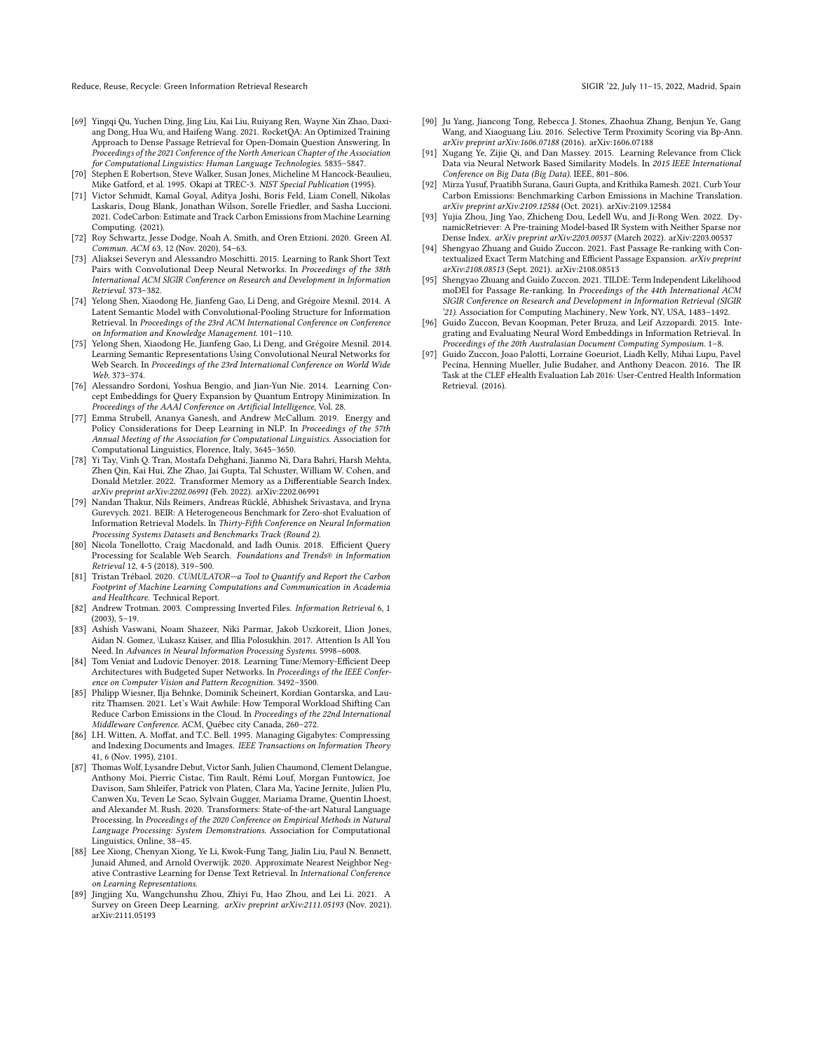[69] Yingqi Qu, Yuchen Ding, Jing Liu, Kai Liu, Ruiyang Ren, Wayne Xin Zhao, Daxiang Dong, Hua Wu, and Haifeng Wang. 2021. RocketQA: An Optimized Training Approach to Dense Passage Retrieval for Open-Domain Question Answering. In *Proceedings of the 2021 Conference of the North American Chapter of the Association for Computational Linguistics: Human Language Technologies*. 5835–5847.

[70] Stephen E Robertson, Steve Walker, Susan Jones, Micheline M Hancock-Beaulieu, Mike Gatford, et al. 1995. Okapi at TREC-3. *NIST Special Publication* (1995).

[71] Victor Schmidt, Kamal Goyal, Aditya Joshi, Boris Feld, Liam Conell, Nikolas Laskaris, Doug Blank, Jonathan Wilson, Sorelle Friedler, and Sasha Luccioni. 2021. CodeCarbon: Estimate and Track Carbon Emissions from Machine Learning Computing. (2021).

[72] Roy Schwartz, Jesse Dodge, Noah A. Smith, and Oren Etzioni. 2020. Green AI. *Commun. ACM* 63, 12 (Nov. 2020), 54–63.

[73] Aliaksei Severyn and Alessandro Moschitti. 2015. Learning to Rank Short Text Pairs with Convolutional Deep Neural Networks. In *Proceedings of the 38th International ACM SIGIR Conference on Research and Development in Information Retrieval*. 373–382.

[74] Yelong Shen, Xiaodong He, Jianfeng Gao, Li Deng, and Grégoire Mesnil. 2014. A Latent Semantic Model with Convolutional-Pooling Structure for Information Retrieval. In *Proceedings of the 23rd ACM International Conference on Conference on Information and Knowledge Management*. 101–110.

[75] Yelong Shen, Xiaodong He, Jianfeng Gao, Li Deng, and Grégoire Mesnil. 2014. Learning Semantic Representations Using Convolutional Neural Networks for Web Search. In *Proceedings of the 23rd International Conference on World Wide Web*. 373–374.

[76] Alessandro Sordoni, Yoshua Bengio, and Jian-Yun Nie. 2014. Learning Concept Embeddings for Query Expansion by Quantum Entropy Minimization. In *Proceedings of the AAAI Conference on Artificial Intelligence*, Vol. 28.

[77] Emma Strubell, Ananya Ganesh, and Andrew McCallum. 2019. Energy and Policy Considerations for Deep Learning in NLP. In *Proceedings of the 57th Annual Meeting of the Association for Computational Linguistics*. Association for Computational Linguistics, Florence, Italy, 3645–3650.

[78] Yi Tay, Vinh Q. Tran, Mostafa Dehghani, Jianmo Ni, Dara Bahri, Harsh Mehta, Zhen Qin, Kai Hui, Zhe Zhao, Jai Gupta, Tal Schuster, William W. Cohen, and Donald Metzler. 2022. Transformer Memory as a Differentiable Search Index. *arXiv preprint arXiv:2202.06991* (Feb. 2022). arXiv:2202.06991

[79] Nandan Thakur, Nils Reimers, Andreas Rücklé, Abhishek Srivastava, and Iryna Gurevych. 2021. BEIR: A Heterogeneous Benchmark for Zero-shot Evaluation of Information Retrieval Models. In *Thirty-Fifth Conference on Neural Information Processing Systems Datasets and Benchmarks Track (Round 2)*.

[80] Nicola Tonellotto, Craig Macdonald, and Iadh Ounis. 2018. Efficient Query Processing for Scalable Web Search. *Foundations and Trends® in Information Retrieval* 12, 4-5 (2018), 319–500.

[81] Tristan Trébaol. 2020. *CUMULATOR—a Tool to Quantify and Report the Carbon Footprint of Machine Learning Computations and Communication in Academia and Healthcare*. Technical Report.

[82] Andrew Trotman. 2003. Compressing Inverted Files. *Information Retrieval* 6, 1 (2003), 5–19.

[83] Ashish Vaswani, Noam Shazeer, Niki Parmar, Jakob Uszkoreit, Llion Jones, Aidan N. Gomez, \Lukasz Kaiser, and Illia Polosukhin. 2017. Attention Is All You Need. In *Advances in Neural Information Processing Systems*. 5998–6008.

[84] Tom Veniat and Ludovic Denoyer. 2018. Learning Time/Memory-Efficient Deep Architectures with Budgeted Super Networks. In *Proceedings of the IEEE Conference on Computer Vision and Pattern Recognition*. 3492–3500.

[85] Philipp Wiesner, Ilja Behnke, Dominik Scheinert, Kordian Gontarska, and Lauritz Thamsen. 2021. Let's Wait Awhile: How Temporal Workload Shifting Can Reduce Carbon Emissions in the Cloud. In *Proceedings of the 22nd International Middleware Conference*. ACM, Québec city Canada, 260–272.

[86] I.H. Witten, A. Moffat, and T.C. Bell. 1995. Managing Gigabytes: Compressing and Indexing Documents and Images. *IEEE Transactions on Information Theory* 41, 6 (Nov. 1995), 2101.

[87] Thomas Wolf, Lysandre Debut, Victor Sanh, Julien Chaumond, Clement Delangue, Anthony Moi, Pierric Cistac, Tim Rault, Rémi Louf, Morgan Funtowicz, Joe Davison, Sam Shleifer, Patrick von Platen, Clara Ma, Yacine Jernite, Julien Plu, Canwen Xu, Teven Le Scao, Sylvain Gugger, Mariama Drame, Quentin Lhoest, and Alexander M. Rush. 2020. Transformers: State-of-the-art Natural Language Processing. In *Proceedings of the 2020 Conference on Empirical Methods in Natural Language Processing: System Demonstrations*. Association for Computational Linguistics, Online, 38–45.

[88] Lee Xiong, Chenyan Xiong, Ye Li, Kwok-Fung Tang, Jialin Liu, Paul N. Bennett, Junaid Ahmed, and Arnold Overwijk. 2020. Approximate Nearest Neighbor Negative Contrastive Learning for Dense Text Retrieval. In *International Conference on Learning Representations*.

[89] Jingjing Xu, Wangchunshu Zhou, Zhiyi Fu, Hao Zhou, and Lei Li. 2021. A Survey on Green Deep Learning. *arXiv preprint arXiv:2111.05193* (Nov. 2021). arXiv:2111.05193

[90] Ju Yang, Jiancong Tong, Rebecca J. Stones, Zhaohua Zhang, Benjun Ye, Gang Wang, and Xiaoguang Liu. 2016. Selective Term Proximity Scoring via Bp-Ann. *arXiv preprint arXiv:1606.07188* (2016). arXiv:1606.07188

[91] Xugang Ye, Zijie Qi, and Dan Massey. 2015. Learning Relevance from Click Data via Neural Network Based Similarity Models. In *2015 IEEE International Conference on Big Data (Big Data)*. IEEE, 801–806.

[92] Mirza Yusuf, Praatibh Surana, Gauri Gupta, and Krithika Ramesh. 2021. Curb Your Carbon Emissions: Benchmarking Carbon Emissions in Machine Translation. *arXiv preprint arXiv:2109.12584* (Oct. 2021). arXiv:2109.12584

[93] Yujia Zhou, Jing Yao, Zhicheng Dou, Ledell Wu, and Ji-Rong Wen. 2022. DynamicRetriever: A Pre-training Model-based IR System with Neither Sparse nor Dense Index. *arXiv preprint arXiv:2203.00537* (March 2022). arXiv:2203.00537

[94] Shengyao Zhuang and Guido Zuccon. 2021. Fast Passage Re-ranking with Contextualized Exact Term Matching and Efficient Passage Expansion. *arXiv preprint arXiv:2108.08513* (Sept. 2021). arXiv:2108.08513

[95] Shengyao Zhuang and Guido Zuccon. 2021. TILDE: Term Independent Likelihood moDEl for Passage Re-ranking. In *Proceedings of the 44th International ACM SIGIR Conference on Research and Development in Information Retrieval (SIGIR '21)*. Association for Computing Machinery, New York, NY, USA, 1483–1492.

[96] Guido Zuccon, Bevan Koopman, Peter Bruza, and Leif Azzopardi. 2015. Integrating and Evaluating Neural Word Embeddings in Information Retrieval. In *Proceedings of the 20th Australasian Document Computing Symposium*. 1–8.

[97] Guido Zuccon, Joao Palotti, Lorraine Goeuriot, Liadh Kelly, Mihai Lupu, Pavel Pecina, Henning Mueller, Julie Budaher, and Anthony Deacon. 2016. The IR Task at the CLEF eHealth Evaluation Lab 2016: User-Centred Health Information Retrieval. (2016).